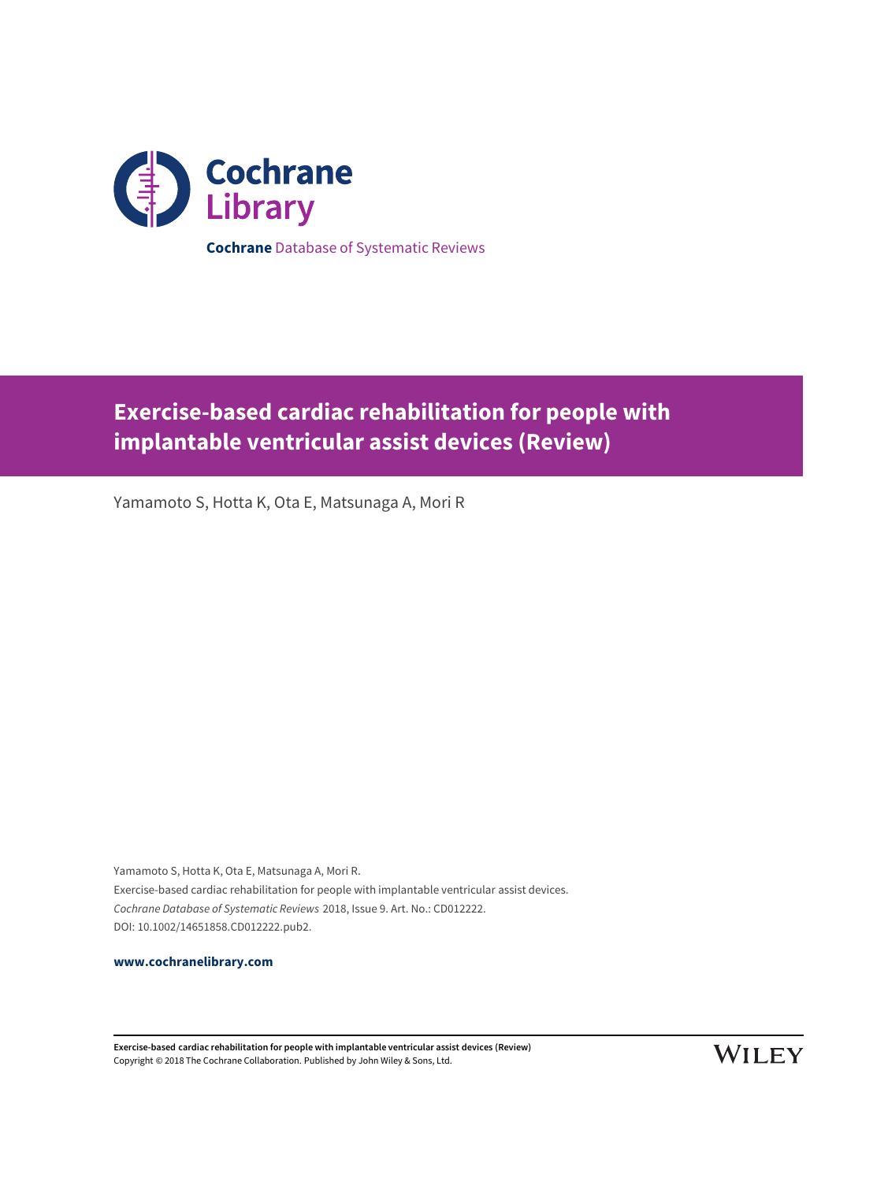Cochrane Library

**Cochrane** Database of Systematic Reviews

# Exercise-based cardiac rehabilitation for people with implantable ventricular assist devices (Review)

Yamamoto S, Hotta K, Ota E, Matsunaga A, Mori R

Yamamoto S, Hotta K, Ota E, Matsunaga A, Mori R.
Exercise-based cardiac rehabilitation for people with implantable ventricular assist devices.
*Cochrane Database of Systematic Reviews* 2018, Issue 9. Art. No.: CD012222.
DOI: 10.1002/14651858.CD012222.pub2.

**www.cochranelibrary.com**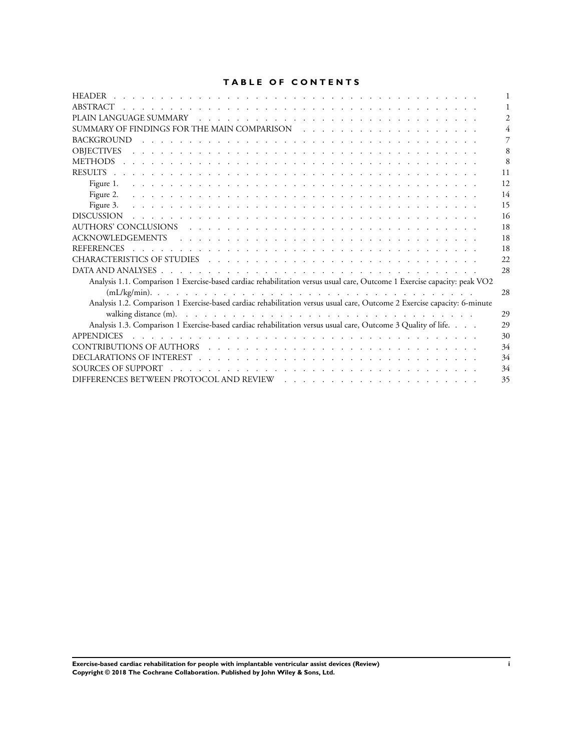# TABLE OF CONTENTS

| | |
|---|---|
| HEADER | 1 |
| ABSTRACT | 1 |
| PLAIN LANGUAGE SUMMARY | 2 |
| SUMMARY OF FINDINGS FOR THE MAIN COMPARISON | 4 |
| BACKGROUND | 7 |
| OBJECTIVES | 8 |
| METHODS | 8 |
| RESULTS | 11 |
| Figure 1. | 12 |
| Figure 2. | 14 |
| Figure 3. | 15 |
| DISCUSSION | 16 |
| AUTHORS' CONCLUSIONS | 18 |
| ACKNOWLEDGEMENTS | 18 |
| REFERENCES | 18 |
| CHARACTERISTICS OF STUDIES | 22 |
| DATA AND ANALYSES | 28 |
| Analysis 1.1. Comparison 1 Exercise-based cardiac rehabilitation versus usual care, Outcome 1 Exercise capacity: peak VO2 (mL/kg/min). | 28 |
| Analysis 1.2. Comparison 1 Exercise-based cardiac rehabilitation versus usual care, Outcome 2 Exercise capacity: 6-minute walking distance (m). | 29 |
| Analysis 1.3. Comparison 1 Exercise-based cardiac rehabilitation versus usual care, Outcome 3 Quality of life. | 29 |
| APPENDICES | 30 |
| CONTRIBUTIONS OF AUTHORS | 34 |
| DECLARATIONS OF INTEREST | 34 |
| SOURCES OF SUPPORT | 34 |
| DIFFERENCES BETWEEN PROTOCOL AND REVIEW | 35 |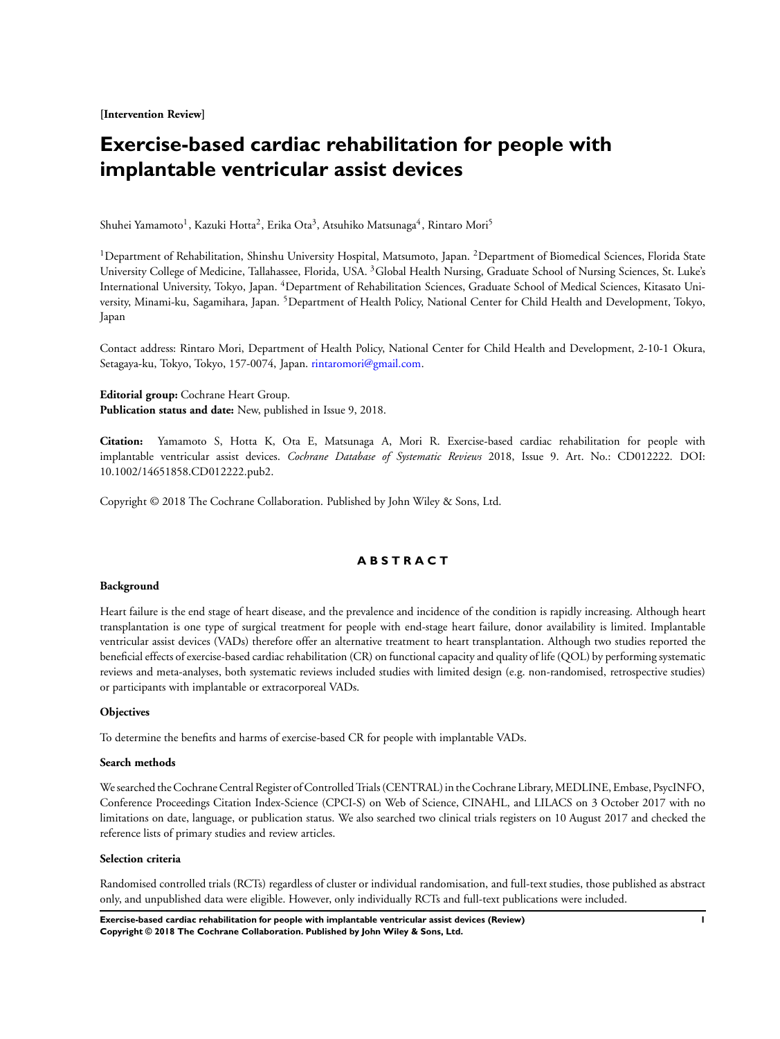[Intervention Review]

# Exercise-based cardiac rehabilitation for people with implantable ventricular assist devices

Shuhei Yamamoto[1], Kazuki Hotta[2], Erika Ota[3], Atsuhiko Matsunaga[4], Rintaro Mori[5]

[1]Department of Rehabilitation, Shinshu University Hospital, Matsumoto, Japan. [2]Department of Biomedical Sciences, Florida State University College of Medicine, Tallahassee, Florida, USA. [3]Global Health Nursing, Graduate School of Nursing Sciences, St. Luke's International University, Tokyo, Japan. [4]Department of Rehabilitation Sciences, Graduate School of Medical Sciences, Kitasato University, Minami-ku, Sagamihara, Japan. [5]Department of Health Policy, National Center for Child Health and Development, Tokyo, Japan

Contact address: Rintaro Mori, Department of Health Policy, National Center for Child Health and Development, 2-10-1 Okura, Setagaya-ku, Tokyo, Tokyo, 157-0074, Japan. rintaromori@gmail.com.

**Editorial group:** Cochrane Heart Group.
**Publication status and date:** New, published in Issue 9, 2018.

**Citation:** Yamamoto S, Hotta K, Ota E, Matsunaga A, Mori R. Exercise-based cardiac rehabilitation for people with implantable ventricular assist devices. *Cochrane Database of Systematic Reviews* 2018, Issue 9. Art. No.: CD012222. DOI: 10.1002/14651858.CD012222.pub2.

Copyright © 2018 The Cochrane Collaboration. Published by John Wiley & Sons, Ltd.

## ABSTRACT

### Background

Heart failure is the end stage of heart disease, and the prevalence and incidence of the condition is rapidly increasing. Although heart transplantation is one type of surgical treatment for people with end-stage heart failure, donor availability is limited. Implantable ventricular assist devices (VADs) therefore offer an alternative treatment to heart transplantation. Although two studies reported the beneficial effects of exercise-based cardiac rehabilitation (CR) on functional capacity and quality of life (QOL) by performing systematic reviews and meta-analyses, both systematic reviews included studies with limited design (e.g. non-randomised, retrospective studies) or participants with implantable or extracorporeal VADs.

### Objectives

To determine the benefits and harms of exercise-based CR for people with implantable VADs.

### Search methods

We searched the Cochrane Central Register of Controlled Trials (CENTRAL) in the Cochrane Library, MEDLINE, Embase, PsycINFO, Conference Proceedings Citation Index-Science (CPCI-S) on Web of Science, CINAHL, and LILACS on 3 October 2017 with no limitations on date, language, or publication status. We also searched two clinical trials registers on 10 August 2017 and checked the reference lists of primary studies and review articles.

### Selection criteria

Randomised controlled trials (RCTs) regardless of cluster or individual randomisation, and full-text studies, those published as abstract only, and unpublished data were eligible. However, only individually RCTs and full-text publications were included.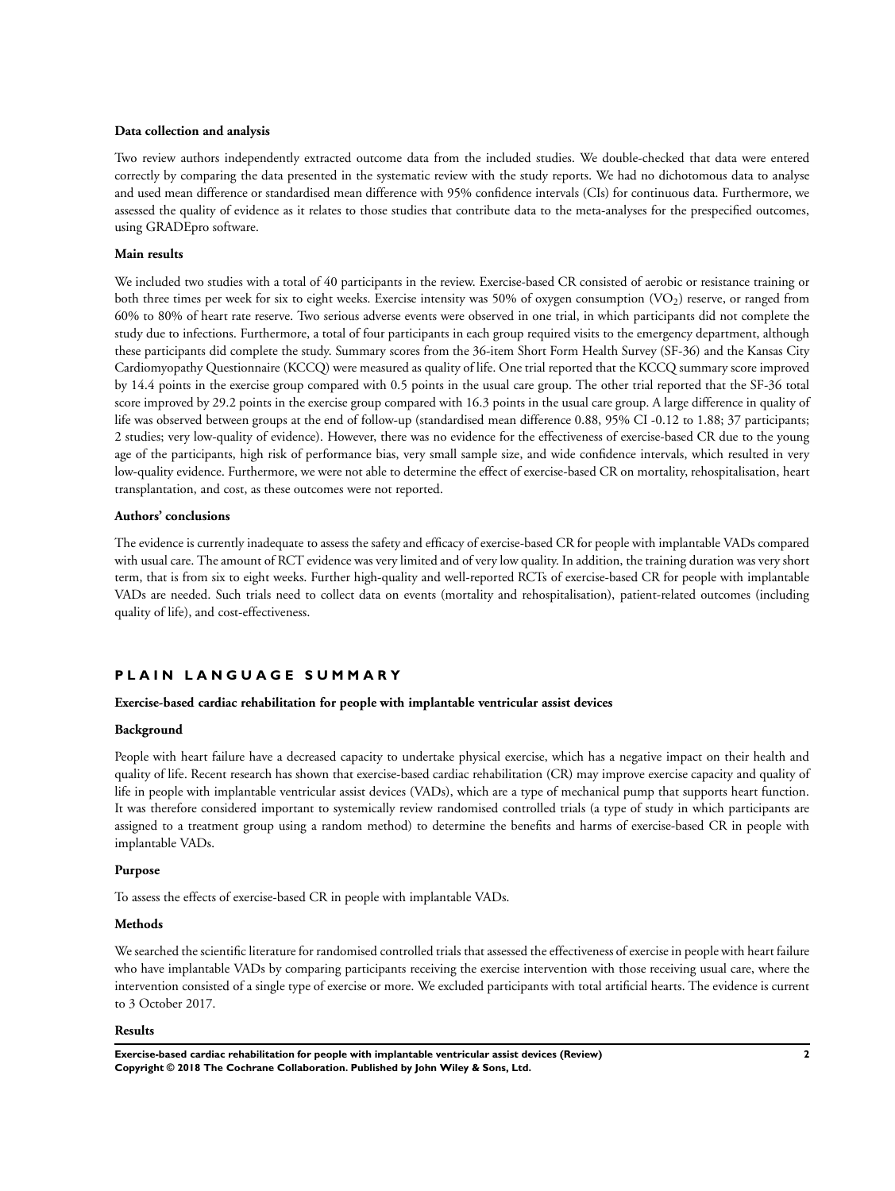**Data collection and analysis**

Two review authors independently extracted outcome data from the included studies. We double-checked that data were entered correctly by comparing the data presented in the systematic review with the study reports. We had no dichotomous data to analyse and used mean difference or standardised mean difference with 95% confidence intervals (CIs) for continuous data. Furthermore, we assessed the quality of evidence as it relates to those studies that contribute data to the meta-analyses for the prespecified outcomes, using GRADEpro software.

**Main results**

We included two studies with a total of 40 participants in the review. Exercise-based CR consisted of aerobic or resistance training or both three times per week for six to eight weeks. Exercise intensity was 50% of oxygen consumption ($VO_2$) reserve, or ranged from 60% to 80% of heart rate reserve. Two serious adverse events were observed in one trial, in which participants did not complete the study due to infections. Furthermore, a total of four participants in each group required visits to the emergency department, although these participants did complete the study. Summary scores from the 36-item Short Form Health Survey (SF-36) and the Kansas City Cardiomyopathy Questionnaire (KCCQ) were measured as quality of life. One trial reported that the KCCQ summary score improved by 14.4 points in the exercise group compared with 0.5 points in the usual care group. The other trial reported that the SF-36 total score improved by 29.2 points in the exercise group compared with 16.3 points in the usual care group. A large difference in quality of life was observed between groups at the end of follow-up (standardised mean difference 0.88, 95% CI -0.12 to 1.88; 37 participants; 2 studies; very low-quality of evidence). However, there was no evidence for the effectiveness of exercise-based CR due to the young age of the participants, high risk of performance bias, very small sample size, and wide confidence intervals, which resulted in very low-quality evidence. Furthermore, we were not able to determine the effect of exercise-based CR on mortality, rehospitalisation, heart transplantation, and cost, as these outcomes were not reported.

**Authors' conclusions**

The evidence is currently inadequate to assess the safety and efficacy of exercise-based CR for people with implantable VADs compared with usual care. The amount of RCT evidence was very limited and of very low quality. In addition, the training duration was very short term, that is from six to eight weeks. Further high-quality and well-reported RCTs of exercise-based CR for people with implantable VADs are needed. Such trials need to collect data on events (mortality and rehospitalisation), patient-related outcomes (including quality of life), and cost-effectiveness.

## PLAIN LANGUAGE SUMMARY

**Exercise-based cardiac rehabilitation for people with implantable ventricular assist devices**

**Background**

People with heart failure have a decreased capacity to undertake physical exercise, which has a negative impact on their health and quality of life. Recent research has shown that exercise-based cardiac rehabilitation (CR) may improve exercise capacity and quality of life in people with implantable ventricular assist devices (VADs), which are a type of mechanical pump that supports heart function. It was therefore considered important to systemically review randomised controlled trials (a type of study in which participants are assigned to a treatment group using a random method) to determine the benefits and harms of exercise-based CR in people with implantable VADs.

**Purpose**

To assess the effects of exercise-based CR in people with implantable VADs.

**Methods**

We searched the scientific literature for randomised controlled trials that assessed the effectiveness of exercise in people with heart failure who have implantable VADs by comparing participants receiving the exercise intervention with those receiving usual care, where the intervention consisted of a single type of exercise or more. We excluded participants with total artificial hearts. The evidence is current to 3 October 2017.

**Results**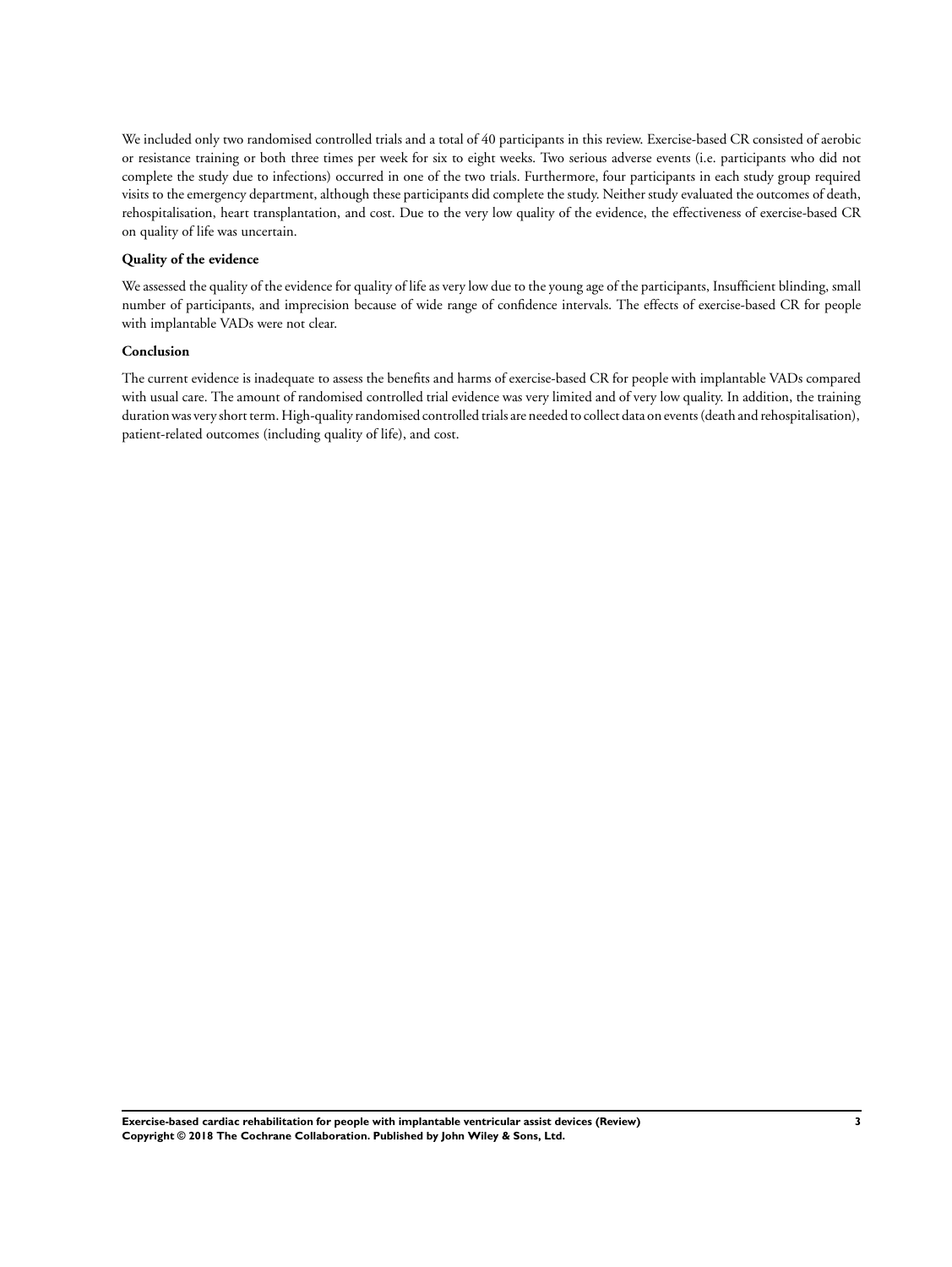We included only two randomised controlled trials and a total of 40 participants in this review. Exercise-based CR consisted of aerobic or resistance training or both three times per week for six to eight weeks. Two serious adverse events (i.e. participants who did not complete the study due to infections) occurred in one of the two trials. Furthermore, four participants in each study group required visits to the emergency department, although these participants did complete the study. Neither study evaluated the outcomes of death, rehospitalisation, heart transplantation, and cost. Due to the very low quality of the evidence, the effectiveness of exercise-based CR on quality of life was uncertain.

**Quality of the evidence**

We assessed the quality of the evidence for quality of life as very low due to the young age of the participants, Insufficient blinding, small number of participants, and imprecision because of wide range of confidence intervals. The effects of exercise-based CR for people with implantable VADs were not clear.

**Conclusion**

The current evidence is inadequate to assess the benefits and harms of exercise-based CR for people with implantable VADs compared with usual care. The amount of randomised controlled trial evidence was very limited and of very low quality. In addition, the training duration was very short term. High-quality randomised controlled trials are needed to collect data on events (death and rehospitalisation), patient-related outcomes (including quality of life), and cost.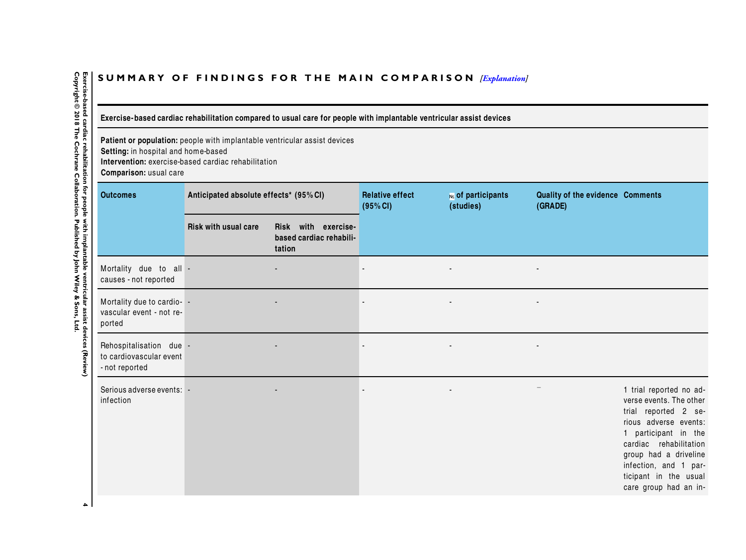## SUMMARY OF FINDINGS FOR THE MAIN COMPARISON *[Explanation]*

**Exercise-based cardiac rehabilitation compared to usual care for people with implantable ventricular assist devices**

**Patient or population:** people with implantable ventricular assist devices
**Setting:** in hospital and home-based
**Intervention:** exercise-based cardiac rehabilitation
**Comparison:** usual care

| Outcomes | Anticipated absolute effects* (95% CI) | | Relative effect (95% CI) | № of participants (studies) | Quality of the evidence (GRADE) | Comments |
|---|---|---|---|---|---|---|
| | Risk with usual care | Risk with exercise-based cardiac rehabilitation | | | | |
| Mortality due to all causes - not reported | - | - | - | - | - | |
| Mortality due to cardiovascular event - not reported | - | - | - | - | - | |
| Rehospitalisation due to cardiovascular event - not reported | - | - | - | - | - | |
| Serious adverse events: infection | - | - | - | - | - | 1 trial reported no adverse events. The other trial reported 2 serious adverse events: 1 participant in the cardiac rehabilitation group had a driveline infection, and 1 participant in the usual care group had an in- |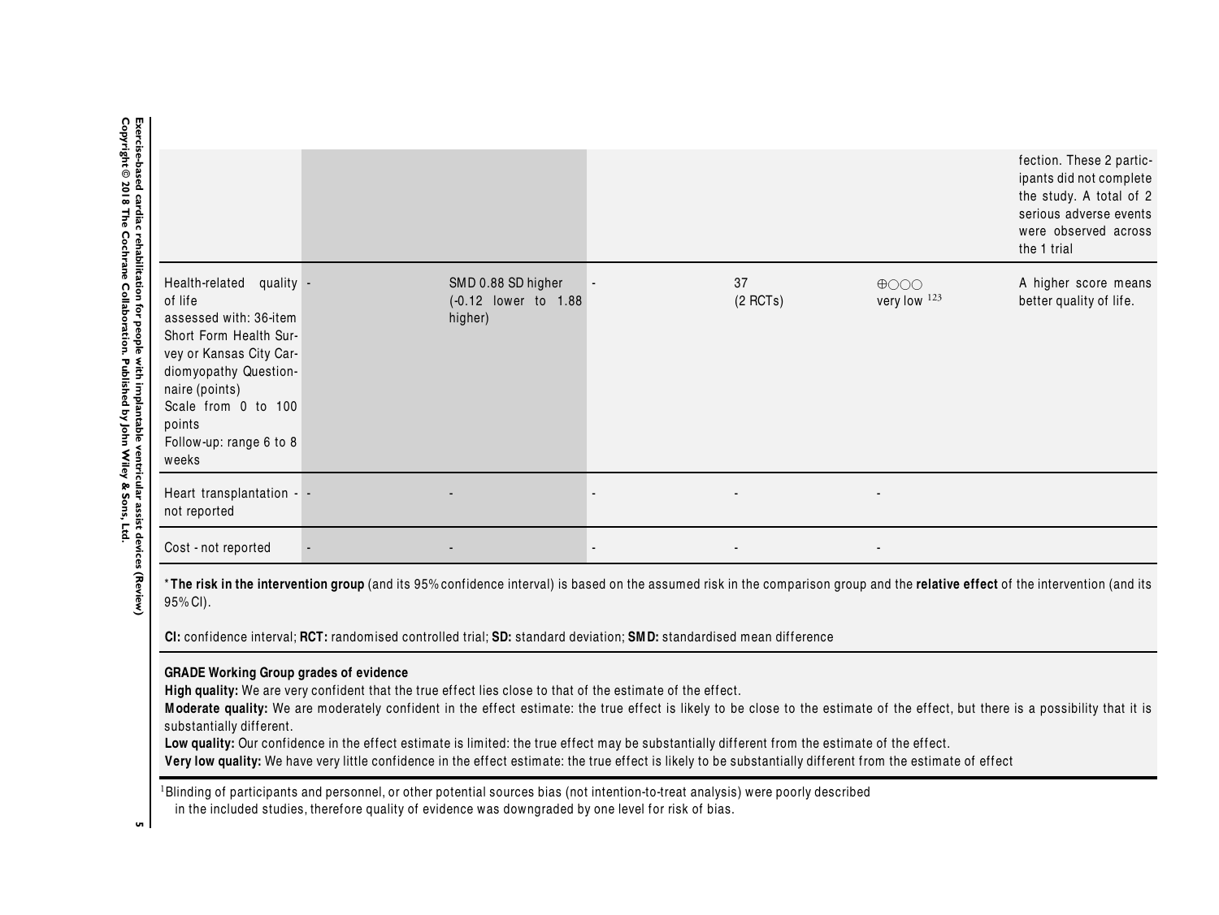| | | | | | | |
|---|---|---|---|---|---|---|
| | | | | | | fection. These 2 participants did not complete the study. A total of 2 serious adverse events were observed across the 1 trial |
| Health-related quality of life assessed with: 36-item Short Form Health Survey or Kansas City Cardiomyopathy Questionnaire (points) Scale from 0 to 100 points Follow-up: range 6 to 8 weeks | - | SMD 0.88 SD higher (-0.12 lower to 1.88 higher) | - | 37 (2 RCTs) | ⊕○○○ very low [1,2,3] | A higher score means better quality of life. |
| Heart transplantation - not reported | - | - | - | - | - | |
| Cost - not reported | - | - | - | - | - | |

***The risk in the intervention group** (and its 95% confidence interval) is based on the assumed risk in the comparison group and the **relative effect** of the intervention (and its 95% CI).

**CI:** confidence interval; **RCT:** randomised controlled trial; **SD:** standard deviation; **SMD:** standardised mean difference

**GRADE Working Group grades of evidence**
**High quality:** We are very confident that the true effect lies close to that of the estimate of the effect.
**Moderate quality:** We are moderately confident in the effect estimate: the true effect is likely to be close to the estimate of the effect, but there is a possibility that it is substantially different.
**Low quality:** Our confidence in the effect estimate is limited: the true effect may be substantially different from the estimate of the effect.
**Very low quality:** We have very little confidence in the effect estimate: the true effect is likely to be substantially different from the estimate of effect

[1]Blinding of participants and personnel, or other potential sources bias (not intention-to-treat analysis) were poorly described in the included studies, therefore quality of evidence was downgraded by one level for risk of bias.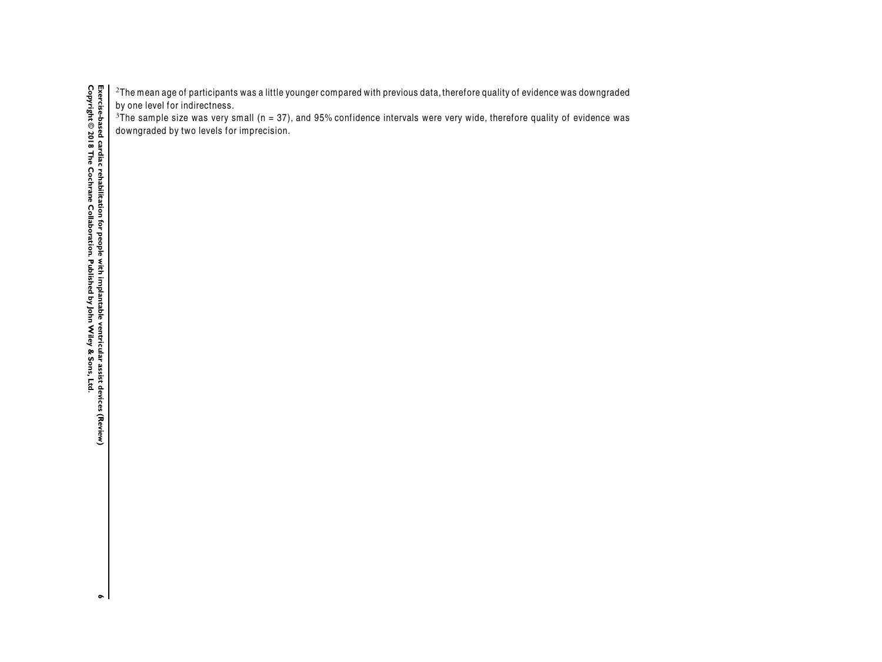[2]The mean age of participants was a little younger compared with previous data, therefore quality of evidence was downgraded by one level for indirectness.

[3]The sample size was very small (n = 37), and 95% confidence intervals were very wide, therefore quality of evidence was downgraded by two levels for imprecision.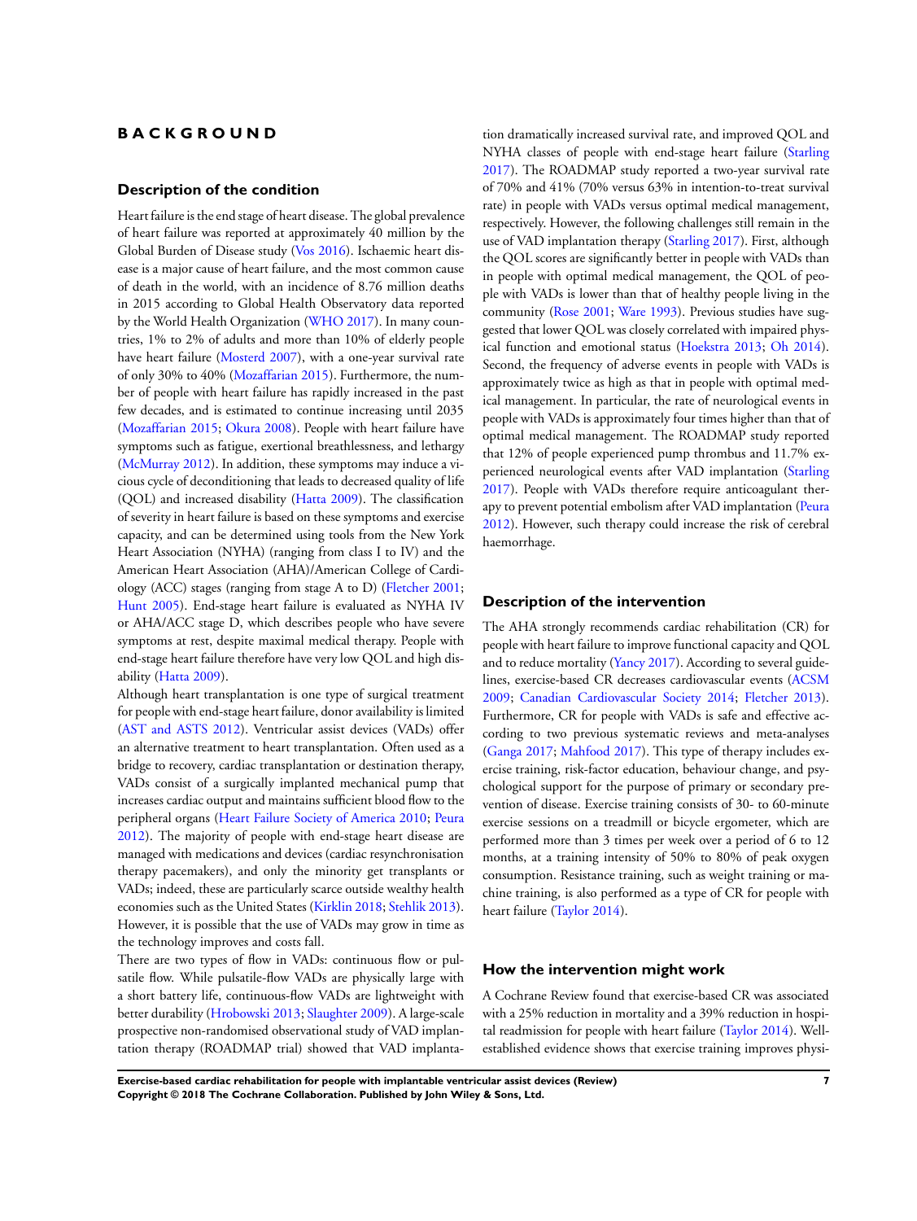# BACKGROUND

## Description of the condition

Heart failure is the end stage of heart disease. The global prevalence of heart failure was reported at approximately 40 million by the Global Burden of Disease study (Vos 2016). Ischaemic heart disease is a major cause of heart failure, and the most common cause of death in the world, with an incidence of 8.76 million deaths in 2015 according to Global Health Observatory data reported by the World Health Organization (WHO 2017). In many countries, 1% to 2% of adults and more than 10% of elderly people have heart failure (Mosterd 2007), with a one-year survival rate of only 30% to 40% (Mozaffarian 2015). Furthermore, the number of people with heart failure has rapidly increased in the past few decades, and is estimated to continue increasing until 2035 (Mozaffarian 2015; Okura 2008). People with heart failure have symptoms such as fatigue, exertional breathlessness, and lethargy (McMurray 2012). In addition, these symptoms may induce a vicious cycle of deconditioning that leads to decreased quality of life (QOL) and increased disability (Hatta 2009). The classification of severity in heart failure is based on these symptoms and exercise capacity, and can be determined using tools from the New York Heart Association (NYHA) (ranging from class I to IV) and the American Heart Association (AHA)/American College of Cardiology (ACC) stages (ranging from stage A to D) (Fletcher 2001; Hunt 2005). End-stage heart failure is evaluated as NYHA IV or AHA/ACC stage D, which describes people who have severe symptoms at rest, despite maximal medical therapy. People with end-stage heart failure therefore have very low QOL and high disability (Hatta 2009).

Although heart transplantation is one type of surgical treatment for people with end-stage heart failure, donor availability is limited (AST and ASTS 2012). Ventricular assist devices (VADs) offer an alternative treatment to heart transplantation. Often used as a bridge to recovery, cardiac transplantation or destination therapy, VADs consist of a surgically implanted mechanical pump that increases cardiac output and maintains sufficient blood flow to the peripheral organs (Heart Failure Society of America 2010; Peura 2012). The majority of people with end-stage heart disease are managed with medications and devices (cardiac resynchronisation therapy pacemakers), and only the minority get transplants or VADs; indeed, these are particularly scarce outside wealthy health economies such as the United States (Kirklin 2018; Stehlik 2013). However, it is possible that the use of VADs may grow in time as the technology improves and costs fall.

There are two types of flow in VADs: continuous flow or pulsatile flow. While pulsatile-flow VADs are physically large with a short battery life, continuous-flow VADs are lightweight with better durability (Hrobowski 2013; Slaughter 2009). A large-scale prospective non-randomised observational study of VAD implantation therapy (ROADMAP trial) showed that VAD implantation dramatically increased survival rate, and improved QOL and NYHA classes of people with end-stage heart failure (Starling 2017). The ROADMAP study reported a two-year survival rate of 70% and 41% (70% versus 63% in intention-to-treat survival rate) in people with VADs versus optimal medical management, respectively. However, the following challenges still remain in the use of VAD implantation therapy (Starling 2017). First, although the QOL scores are significantly better in people with VADs than in people with optimal medical management, the QOL of people with VADs is lower than that of healthy people living in the community (Rose 2001; Ware 1993). Previous studies have suggested that lower QOL was closely correlated with impaired physical function and emotional status (Hoekstra 2013; Oh 2014). Second, the frequency of adverse events in people with VADs is approximately twice as high as that in people with optimal medical management. In particular, the rate of neurological events in people with VADs is approximately four times higher than that of optimal medical management. The ROADMAP study reported that 12% of people experienced pump thrombus and 11.7% experienced neurological events after VAD implantation (Starling 2017). People with VADs therefore require anticoagulant therapy to prevent potential embolism after VAD implantation (Peura 2012). However, such therapy could increase the risk of cerebral haemorrhage.

## Description of the intervention

The AHA strongly recommends cardiac rehabilitation (CR) for people with heart failure to improve functional capacity and QOL and to reduce mortality (Yancy 2017). According to several guidelines, exercise-based CR decreases cardiovascular events (ACSM 2009; Canadian Cardiovascular Society 2014; Fletcher 2013). Furthermore, CR for people with VADs is safe and effective according to two previous systematic reviews and meta-analyses (Ganga 2017; Mahfood 2017). This type of therapy includes exercise training, risk-factor education, behaviour change, and psychological support for the purpose of primary or secondary prevention of disease. Exercise training consists of 30- to 60-minute exercise sessions on a treadmill or bicycle ergometer, which are performed more than 3 times per week over a period of 6 to 12 months, at a training intensity of 50% to 80% of peak oxygen consumption. Resistance training, such as weight training or machine training, is also performed as a type of CR for people with heart failure (Taylor 2014).

## How the intervention might work

A Cochrane Review found that exercise-based CR was associated with a 25% reduction in mortality and a 39% reduction in hospital readmission for people with heart failure (Taylor 2014). Well-established evidence shows that exercise training improves physi-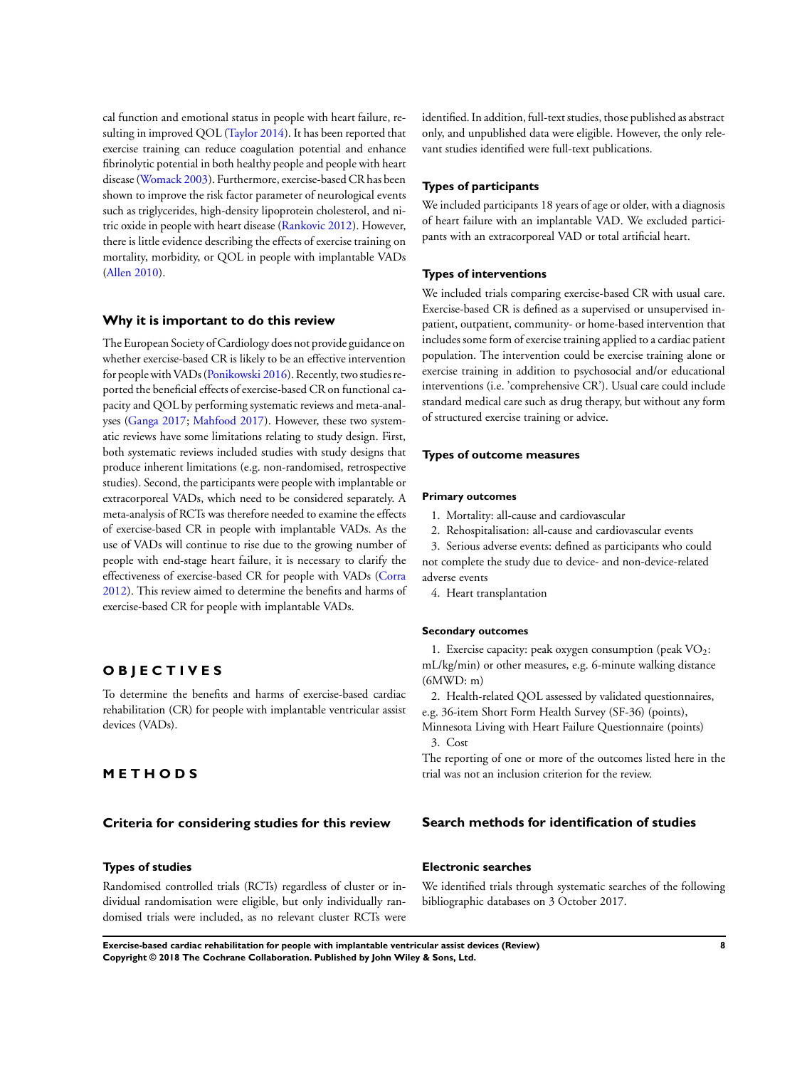cal function and emotional status in people with heart failure, resulting in improved QOL (Taylor 2014). It has been reported that exercise training can reduce coagulation potential and enhance fibrinolytic potential in both healthy people and people with heart disease (Womack 2003). Furthermore, exercise-based CR has been shown to improve the risk factor parameter of neurological events such as triglycerides, high-density lipoprotein cholesterol, and nitric oxide in people with heart disease (Rankovic 2012). However, there is little evidence describing the effects of exercise training on mortality, morbidity, or QOL in people with implantable VADs (Allen 2010).

## Why it is important to do this review

The European Society of Cardiology does not provide guidance on whether exercise-based CR is likely to be an effective intervention for people with VADs (Ponikowski 2016). Recently, two studies reported the beneficial effects of exercise-based CR on functional capacity and QOL by performing systematic reviews and meta-analyses (Ganga 2017; Mahfood 2017). However, these two systematic reviews have some limitations relating to study design. First, both systematic reviews included studies with study designs that produce inherent limitations (e.g. non-randomised, retrospective studies). Second, the participants were people with implantable or extracorporeal VADs, which need to be considered separately. A meta-analysis of RCTs was therefore needed to examine the effects of exercise-based CR in people with implantable VADs. As the use of VADs will continue to rise due to the growing number of people with end-stage heart failure, it is necessary to clarify the effectiveness of exercise-based CR for people with VADs (Corra 2012). This review aimed to determine the benefits and harms of exercise-based CR for people with implantable VADs.

# OBJECTIVES

To determine the benefits and harms of exercise-based cardiac rehabilitation (CR) for people with implantable ventricular assist devices (VADs).

# METHODS

## Criteria for considering studies for this review

### Types of studies

Randomised controlled trials (RCTs) regardless of cluster or individual randomisation were eligible, but only individually randomised trials were included, as no relevant cluster RCTs were identified. In addition, full-text studies, those published as abstract only, and unpublished data were eligible. However, the only relevant studies identified were full-text publications.

### Types of participants

We included participants 18 years of age or older, with a diagnosis of heart failure with an implantable VAD. We excluded participants with an extracorporeal VAD or total artificial heart.

### Types of interventions

We included trials comparing exercise-based CR with usual care. Exercise-based CR is defined as a supervised or unsupervised inpatient, outpatient, community- or home-based intervention that includes some form of exercise training applied to a cardiac patient population. The intervention could be exercise training alone or exercise training in addition to psychosocial and/or educational interventions (i.e. 'comprehensive CR'). Usual care could include standard medical care such as drug therapy, but without any form of structured exercise training or advice.

### Types of outcome measures

#### Primary outcomes

1. Mortality: all-cause and cardiovascular
2. Rehospitalisation: all-cause and cardiovascular events
3. Serious adverse events: defined as participants who could not complete the study due to device- and non-device-related adverse events
4. Heart transplantation

#### Secondary outcomes

1. Exercise capacity: peak oxygen consumption (peak $VO_2$: mL/kg/min) or other measures, e.g. 6-minute walking distance (6MWD: m)
2. Health-related QOL assessed by validated questionnaires, e.g. 36-item Short Form Health Survey (SF-36) (points), Minnesota Living with Heart Failure Questionnaire (points)
3. Cost

The reporting of one or more of the outcomes listed here in the trial was not an inclusion criterion for the review.

## Search methods for identification of studies

### Electronic searches

We identified trials through systematic searches of the following bibliographic databases on 3 October 2017.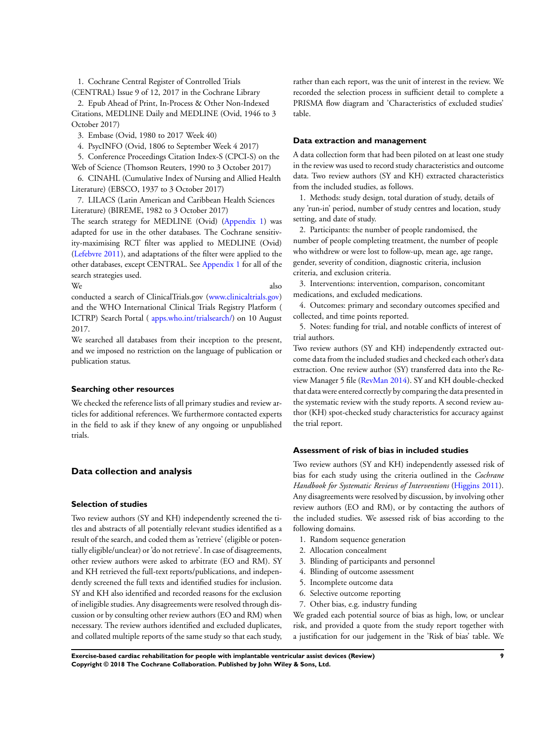1. Cochrane Central Register of Controlled Trials (CENTRAL) Issue 9 of 12, 2017 in the Cochrane Library
2. Epub Ahead of Print, In-Process & Other Non-Indexed Citations, MEDLINE Daily and MEDLINE (Ovid, 1946 to 3 October 2017)
3. Embase (Ovid, 1980 to 2017 Week 40)
4. PsycINFO (Ovid, 1806 to September Week 4 2017)
5. Conference Proceedings Citation Index-S (CPCI-S) on the Web of Science (Thomson Reuters, 1990 to 3 October 2017)
6. CINAHL (Cumulative Index of Nursing and Allied Health Literature) (EBSCO, 1937 to 3 October 2017)
7. LILACS (Latin American and Caribbean Health Sciences Literature) (BIREME, 1982 to 3 October 2017)

The search strategy for MEDLINE (Ovid) (Appendix 1) was adapted for use in the other databases. The Cochrane sensitivity-maximising RCT filter was applied to MEDLINE (Ovid) (Lefebvre 2011), and adaptations of the filter were applied to the other databases, except CENTRAL. See Appendix 1 for all of the search strategies used.

We also conducted a search of ClinicalTrials.gov (www.clinicaltrials.gov) and the WHO International Clinical Trials Registry Platform ( ICTRP) Search Portal ( apps.who.int/trialsearch/) on 10 August 2017.

We searched all databases from their inception to the present, and we imposed no restriction on the language of publication or publication status.

### Searching other resources

We checked the reference lists of all primary studies and review articles for additional references. We furthermore contacted experts in the field to ask if they knew of any ongoing or unpublished trials.

## Data collection and analysis

### Selection of studies

Two review authors (SY and KH) independently screened the titles and abstracts of all potentially relevant studies identified as a result of the search, and coded them as 'retrieve' (eligible or potentially eligible/unclear) or 'do not retrieve'. In case of disagreements, other review authors were asked to arbitrate (EO and RM). SY and KH retrieved the full-text reports/publications, and independently screened the full texts and identified studies for inclusion. SY and KH also identified and recorded reasons for the exclusion of ineligible studies. Any disagreements were resolved through discussion or by consulting other review authors (EO and RM) when necessary. The review authors identified and excluded duplicates, and collated multiple reports of the same study so that each study, rather than each report, was the unit of interest in the review. We recorded the selection process in sufficient detail to complete a PRISMA flow diagram and 'Characteristics of excluded studies' table.

### Data extraction and management

A data collection form that had been piloted on at least one study in the review was used to record study characteristics and outcome data. Two review authors (SY and KH) extracted characteristics from the included studies, as follows.

1. Methods: study design, total duration of study, details of any 'run-in' period, number of study centres and location, study setting, and date of study.
2. Participants: the number of people randomised, the number of people completing treatment, the number of people who withdrew or were lost to follow-up, mean age, age range, gender, severity of condition, diagnostic criteria, inclusion criteria, and exclusion criteria.
3. Interventions: intervention, comparison, concomitant medications, and excluded medications.
4. Outcomes: primary and secondary outcomes specified and collected, and time points reported.
5. Notes: funding for trial, and notable conflicts of interest of trial authors.

Two review authors (SY and KH) independently extracted outcome data from the included studies and checked each other's data extraction. One review author (SY) transferred data into the Review Manager 5 file (RevMan 2014). SY and KH double-checked that data were entered correctly by comparing the data presented in the systematic review with the study reports. A second review author (KH) spot-checked study characteristics for accuracy against the trial report.

### Assessment of risk of bias in included studies

Two review authors (SY and KH) independently assessed risk of bias for each study using the criteria outlined in the *Cochrane Handbook for Systematic Reviews of Interventions* (Higgins 2011). Any disagreements were resolved by discussion, by involving other review authors (EO and RM), or by contacting the authors of the included studies. We assessed risk of bias according to the following domains.

1. Random sequence generation
2. Allocation concealment
3. Blinding of participants and personnel
4. Blinding of outcome assessment
5. Incomplete outcome data
6. Selective outcome reporting
7. Other bias, e.g. industry funding

We graded each potential source of bias as high, low, or unclear risk, and provided a quote from the study report together with a justification for our judgement in the 'Risk of bias' table. We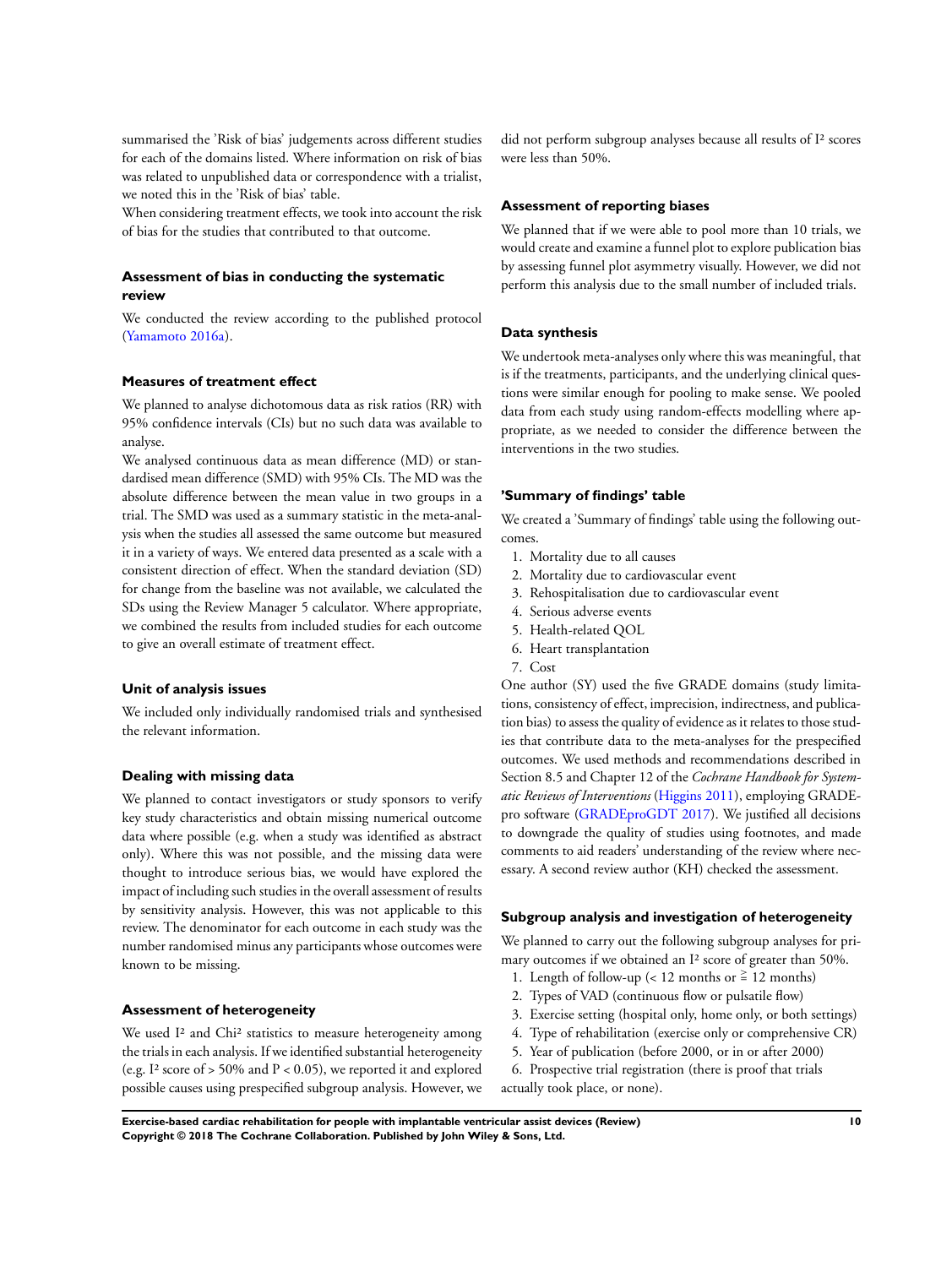summarised the 'Risk of bias' judgements across different studies for each of the domains listed. Where information on risk of bias was related to unpublished data or correspondence with a trialist, we noted this in the 'Risk of bias' table.

When considering treatment effects, we took into account the risk of bias for the studies that contributed to that outcome.

### Assessment of bias in conducting the systematic review

We conducted the review according to the published protocol (Yamamoto 2016a).

### Measures of treatment effect

We planned to analyse dichotomous data as risk ratios (RR) with 95% confidence intervals (CIs) but no such data was available to analyse.

We analysed continuous data as mean difference (MD) or standardised mean difference (SMD) with 95% CIs. The MD was the absolute difference between the mean value in two groups in a trial. The SMD was used as a summary statistic in the meta-analysis when the studies all assessed the same outcome but measured it in a variety of ways. We entered data presented as a scale with a consistent direction of effect. When the standard deviation (SD) for change from the baseline was not available, we calculated the SDs using the Review Manager 5 calculator. Where appropriate, we combined the results from included studies for each outcome to give an overall estimate of treatment effect.

### Unit of analysis issues

We included only individually randomised trials and synthesised the relevant information.

### Dealing with missing data

We planned to contact investigators or study sponsors to verify key study characteristics and obtain missing numerical outcome data where possible (e.g. when a study was identified as abstract only). Where this was not possible, and the missing data were thought to introduce serious bias, we would have explored the impact of including such studies in the overall assessment of results by sensitivity analysis. However, this was not applicable to this review. The denominator for each outcome in each study was the number randomised minus any participants whose outcomes were known to be missing.

### Assessment of heterogeneity

We used $I^2$ and $Chi^2$ statistics to measure heterogeneity among the trials in each analysis. If we identified substantial heterogeneity (e.g. $I^2$ score of > 50% and $P < 0.05$), we reported it and explored possible causes using prespecified subgroup analysis. However, we did not perform subgroup analyses because all results of $I^2$ scores were less than 50%.

### Assessment of reporting biases

We planned that if we were able to pool more than 10 trials, we would create and examine a funnel plot to explore publication bias by assessing funnel plot asymmetry visually. However, we did not perform this analysis due to the small number of included trials.

### Data synthesis

We undertook meta-analyses only where this was meaningful, that is if the treatments, participants, and the underlying clinical questions were similar enough for pooling to make sense. We pooled data from each study using random-effects modelling where appropriate, as we needed to consider the difference between the interventions in the two studies.

### 'Summary of findings' table

We created a 'Summary of findings' table using the following outcomes.

1. Mortality due to all causes
2. Mortality due to cardiovascular event
3. Rehospitalisation due to cardiovascular event
4. Serious adverse events
5. Health-related QOL
6. Heart transplantation
7. Cost

One author (SY) used the five GRADE domains (study limitations, consistency of effect, imprecision, indirectness, and publication bias) to assess the quality of evidence as it relates to those studies that contribute data to the meta-analyses for the prespecified outcomes. We used methods and recommendations described in Section 8.5 and Chapter 12 of the *Cochrane Handbook for Systematic Reviews of Interventions* (Higgins 2011), employing GRADEpro software (GRADEproGDT 2017). We justified all decisions to downgrade the quality of studies using footnotes, and made comments to aid readers' understanding of the review where necessary. A second review author (KH) checked the assessment.

### Subgroup analysis and investigation of heterogeneity

We planned to carry out the following subgroup analyses for primary outcomes if we obtained an $I^2$ score of greater than 50%.

1. Length of follow-up (< 12 months or ≧ 12 months)
2. Types of VAD (continuous flow or pulsatile flow)
3. Exercise setting (hospital only, home only, or both settings)
4. Type of rehabilitation (exercise only or comprehensive CR)
5. Year of publication (before 2000, or in or after 2000)
6. Prospective trial registration (there is proof that trials actually took place, or none).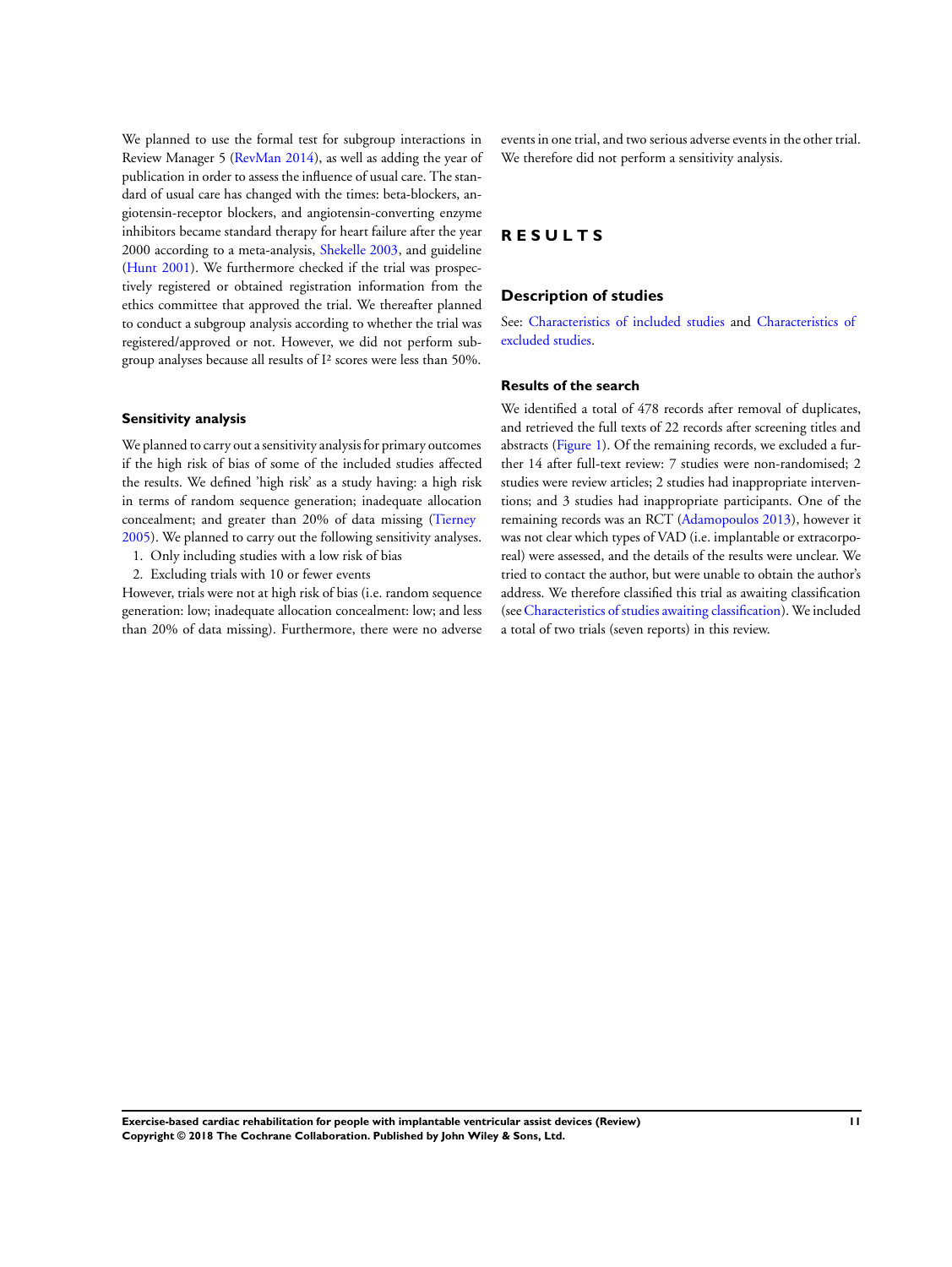We planned to use the formal test for subgroup interactions in Review Manager 5 (RevMan 2014), as well as adding the year of publication in order to assess the influence of usual care. The standard of usual care has changed with the times: beta-blockers, angiotensin-receptor blockers, and angiotensin-converting enzyme inhibitors became standard therapy for heart failure after the year 2000 according to a meta-analysis, Shekelle 2003, and guideline (Hunt 2001). We furthermore checked if the trial was prospectively registered or obtained registration information from the ethics committee that approved the trial. We thereafter planned to conduct a subgroup analysis according to whether the trial was registered/approved or not. However, we did not perform subgroup analyses because all results of $I^2$ scores were less than 50%.

### Sensitivity analysis

We planned to carry out a sensitivity analysis for primary outcomes if the high risk of bias of some of the included studies affected the results. We defined 'high risk' as a study having: a high risk in terms of random sequence generation; inadequate allocation concealment; and greater than 20% of data missing (Tierney 2005). We planned to carry out the following sensitivity analyses.

1. Only including studies with a low risk of bias
2. Excluding trials with 10 or fewer events

However, trials were not at high risk of bias (i.e. random sequence generation: low; inadequate allocation concealment: low; and less than 20% of data missing). Furthermore, there were no adverse events in one trial, and two serious adverse events in the other trial. We therefore did not perform a sensitivity analysis.

# RESULTS

## Description of studies

See: Characteristics of included studies and Characteristics of excluded studies.

### Results of the search

We identified a total of 478 records after removal of duplicates, and retrieved the full texts of 22 records after screening titles and abstracts (Figure 1). Of the remaining records, we excluded a further 14 after full-text review: 7 studies were non-randomised; 2 studies were review articles; 2 studies had inappropriate interventions; and 3 studies had inappropriate participants. One of the remaining records was an RCT (Adamopoulos 2013), however it was not clear which types of VAD (i.e. implantable or extracorporeal) were assessed, and the details of the results were unclear. We tried to contact the author, but were unable to obtain the author's address. We therefore classified this trial as awaiting classification (see Characteristics of studies awaiting classification). We included a total of two trials (seven reports) in this review.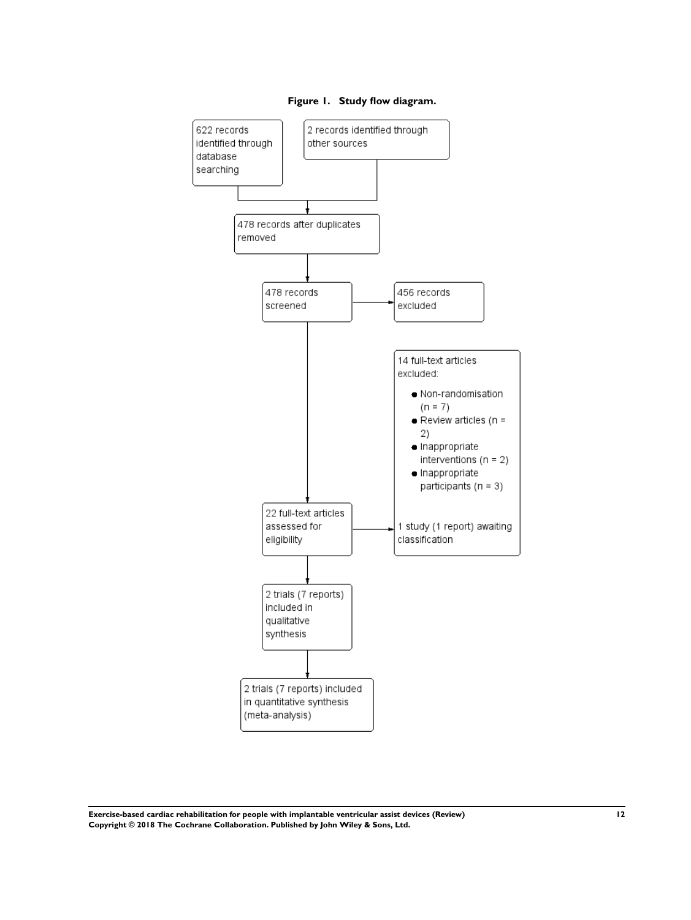**Figure 1. Study flow diagram.**

622 records identified through database searching

2 records identified through other sources

478 records after duplicates removed

478 records screened

456 records excluded

14 full-text articles excluded:

- Non-randomisation (n = 7)
- Review articles (n = 2)
- Inappropriate interventions (n = 2)
- Inappropriate participants (n = 3)

1 study (1 report) awaiting classification

22 full-text articles assessed for eligibility

2 trials (7 reports) included in qualitative synthesis

2 trials (7 reports) included in quantitative synthesis (meta-analysis)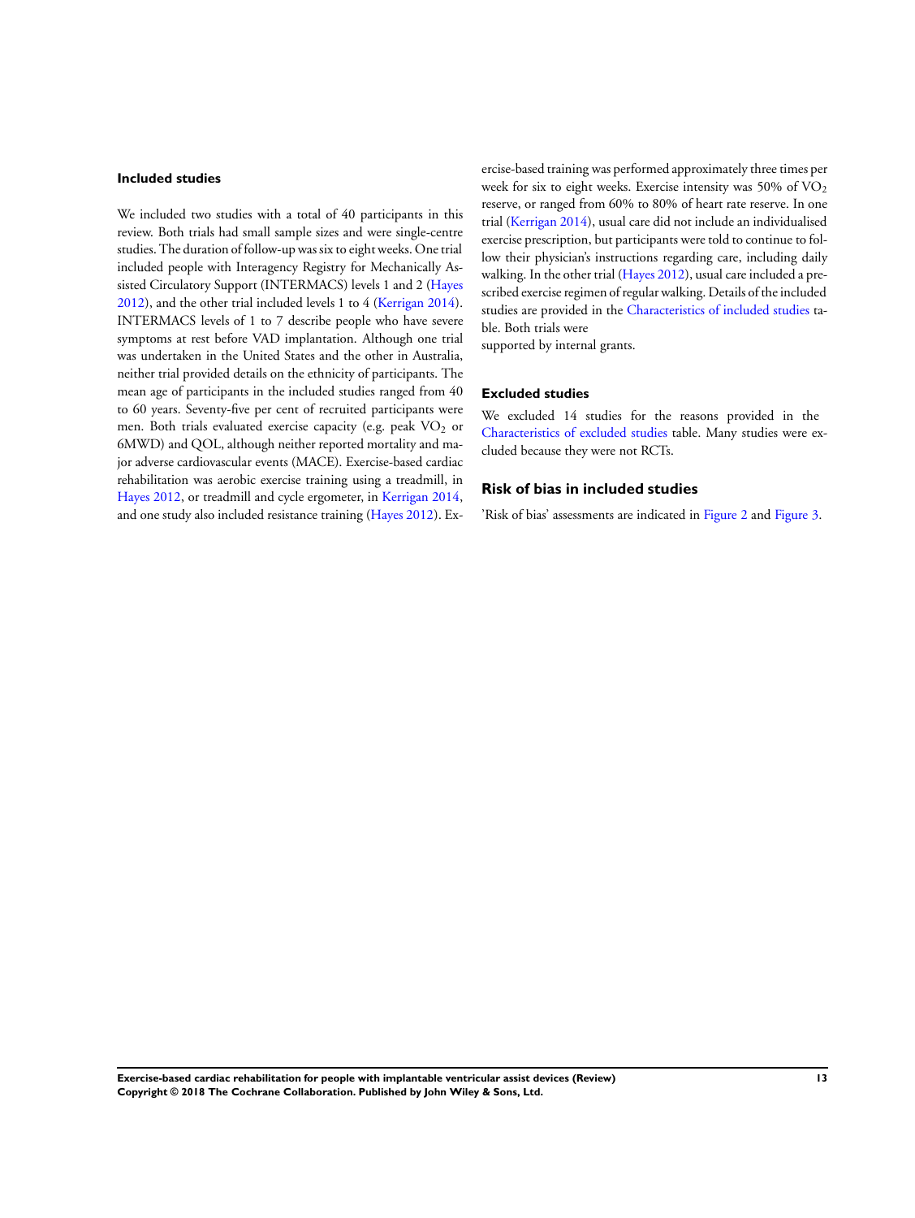### Included studies

We included two studies with a total of 40 participants in this review. Both trials had small sample sizes and were single-centre studies. The duration of follow-up was six to eight weeks. One trial included people with Interagency Registry for Mechanically Assisted Circulatory Support (INTERMACS) levels 1 and 2 (Hayes 2012), and the other trial included levels 1 to 4 (Kerrigan 2014). INTERMACS levels of 1 to 7 describe people who have severe symptoms at rest before VAD implantation. Although one trial was undertaken in the United States and the other in Australia, neither trial provided details on the ethnicity of participants. The mean age of participants in the included studies ranged from 40 to 60 years. Seventy-five per cent of recruited participants were men. Both trials evaluated exercise capacity (e.g. peak $VO_2$ or 6MWD) and QOL, although neither reported mortality and major adverse cardiovascular events (MACE). Exercise-based cardiac rehabilitation was aerobic exercise training using a treadmill, in Hayes 2012, or treadmill and cycle ergometer, in Kerrigan 2014, and one study also included resistance training (Hayes 2012). Exercise-based training was performed approximately three times per week for six to eight weeks. Exercise intensity was 50% of $VO_2$ reserve, or ranged from 60% to 80% of heart rate reserve. In one trial (Kerrigan 2014), usual care did not include an individualised exercise prescription, but participants were told to continue to follow their physician's instructions regarding care, including daily walking. In the other trial (Hayes 2012), usual care included a prescribed exercise regimen of regular walking. Details of the included studies are provided in the Characteristics of included studies table. Both trials were supported by internal grants.

### Excluded studies

We excluded 14 studies for the reasons provided in the Characteristics of excluded studies table. Many studies were excluded because they were not RCTs.

## Risk of bias in included studies

'Risk of bias' assessments are indicated in Figure 2 and Figure 3.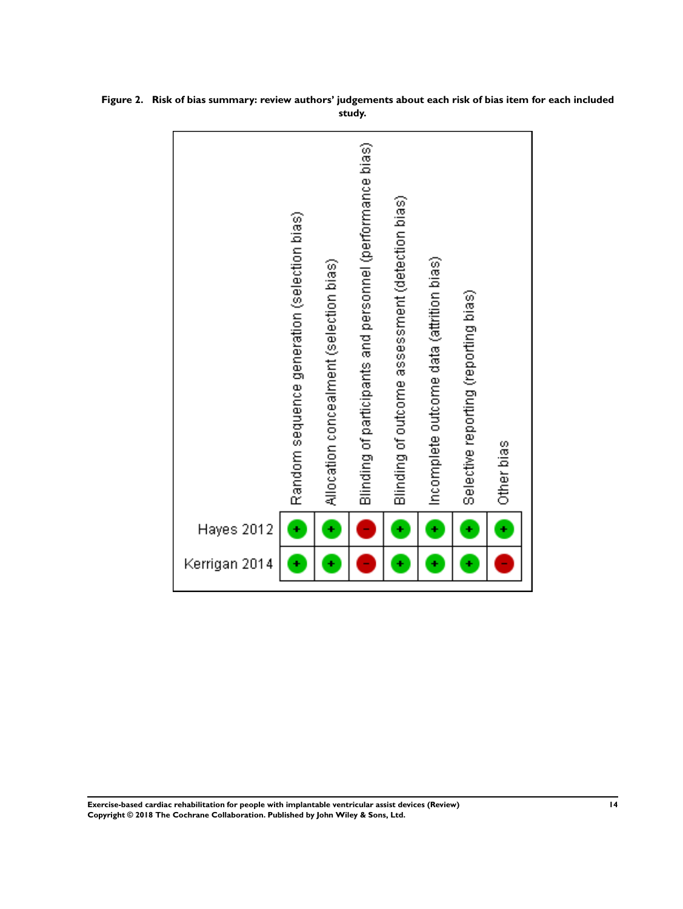**Figure 2. Risk of bias summary: review authors' judgements about each risk of bias item for each included study.**

| | Random sequence generation (selection bias) | Allocation concealment (selection bias) | Blinding of participants and personnel (performance bias) | Blinding of outcome assessment (detection bias) | Incomplete outcome data (attrition bias) | Selective reporting (reporting bias) | Other bias |
|---|---|---|---|---|---|---|---|
| Hayes 2012 | + | + | − | + | + | + | + |
| Kerrigan 2014 | + | + | − | + | + | + | − |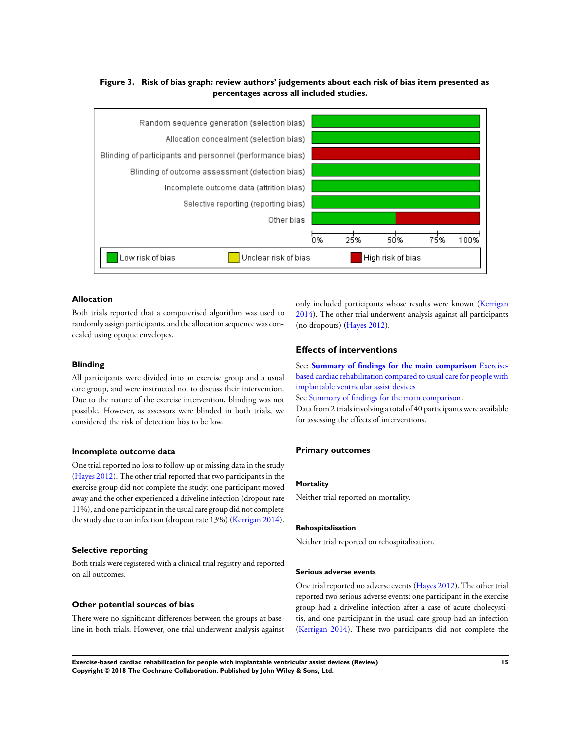**Figure 3. Risk of bias graph: review authors' judgements about each risk of bias item presented as percentages across all included studies.**

### Allocation

Both trials reported that a computerised algorithm was used to randomly assign participants, and the allocation sequence was concealed using opaque envelopes.

### Blinding

All participants were divided into an exercise group and a usual care group, and were instructed not to discuss their intervention. Due to the nature of the exercise intervention, blinding was not possible. However, as assessors were blinded in both trials, we considered the risk of detection bias to be low.

### Incomplete outcome data

One trial reported no loss to follow-up or missing data in the study (Hayes 2012). The other trial reported that two participants in the exercise group did not complete the study: one participant moved away and the other experienced a driveline infection (dropout rate 11%), and one participant in the usual care group did not complete the study due to an infection (dropout rate 13%) (Kerrigan 2014).

### Selective reporting

Both trials were registered with a clinical trial registry and reported on all outcomes.

### Other potential sources of bias

There were no significant differences between the groups at baseline in both trials. However, one trial underwent analysis against only included participants whose results were known (Kerrigan 2014). The other trial underwent analysis against all participants (no dropouts) (Hayes 2012).

## Effects of interventions

See: **Summary of findings for the main comparison** Exercise-based cardiac rehabilitation compared to usual care for people with implantable ventricular assist devices

See Summary of findings for the main comparison.

Data from 2 trials involving a total of 40 participants were available for assessing the effects of interventions.

### Primary outcomes

#### Mortality

Neither trial reported on mortality.

#### Rehospitalisation

Neither trial reported on rehospitalisation.

#### Serious adverse events

One trial reported no adverse events (Hayes 2012). The other trial reported two serious adverse events: one participant in the exercise group had a driveline infection after a case of acute cholecystitis, and one participant in the usual care group had an infection (Kerrigan 2014). These two participants did not complete the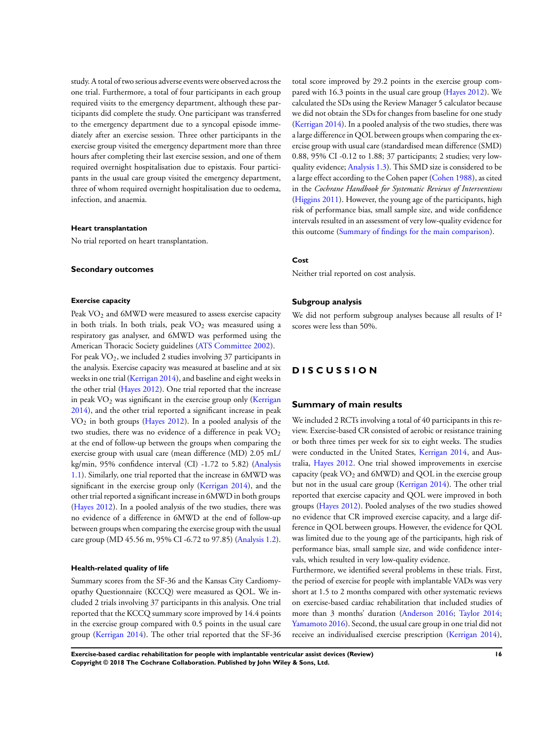study. A total of two serious adverse events were observed across the one trial. Furthermore, a total of four participants in each group required visits to the emergency department, although these participants did complete the study. One participant was transferred to the emergency department due to a syncopal episode immediately after an exercise session. Three other participants in the exercise group visited the emergency department more than three hours after completing their last exercise session, and one of them required overnight hospitalisation due to epistaxis. Four participants in the usual care group visited the emergency department, three of whom required overnight hospitalisation due to oedema, infection, and anaemia.

#### Heart transplantation

No trial reported on heart transplantation.

### Secondary outcomes

#### Exercise capacity

Peak $VO_2$ and 6MWD were measured to assess exercise capacity in both trials. In both trials, peak $VO_2$ was measured using a respiratory gas analyser, and 6MWD was performed using the American Thoracic Society guidelines (ATS Committee 2002).

For peak $VO_2$, we included 2 studies involving 37 participants in the analysis. Exercise capacity was measured at baseline and at six weeks in one trial (Kerrigan 2014), and baseline and eight weeks in the other trial (Hayes 2012). One trial reported that the increase in peak $VO_2$ was significant in the exercise group only (Kerrigan 2014), and the other trial reported a significant increase in peak $VO_2$ in both groups (Hayes 2012). In a pooled analysis of the two studies, there was no evidence of a difference in peak $VO_2$ at the end of follow-up between the groups when comparing the exercise group with usual care (mean difference (MD) 2.05 mL/kg/min, 95% confidence interval (CI) -1.72 to 5.82) (Analysis 1.1). Similarly, one trial reported that the increase in 6MWD was significant in the exercise group only (Kerrigan 2014), and the other trial reported a significant increase in 6MWD in both groups (Hayes 2012). In a pooled analysis of the two studies, there was no evidence of a difference in 6MWD at the end of follow-up between groups when comparing the exercise group with the usual care group (MD 45.56 m, 95% CI -6.72 to 97.85) (Analysis 1.2).

#### Health-related quality of life

Summary scores from the SF-36 and the Kansas City Cardiomyopathy Questionnaire (KCCQ) were measured as QOL. We included 2 trials involving 37 participants in this analysis. One trial reported that the KCCQ summary score improved by 14.4 points in the exercise group compared with 0.5 points in the usual care group (Kerrigan 2014). The other trial reported that the SF-36 total score improved by 29.2 points in the exercise group compared with 16.3 points in the usual care group (Hayes 2012). We calculated the SDs using the Review Manager 5 calculator because we did not obtain the SDs for changes from baseline for one study (Kerrigan 2014). In a pooled analysis of the two studies, there was a large difference in QOL between groups when comparing the exercise group with usual care (standardised mean difference (SMD) 0.88, 95% CI -0.12 to 1.88; 37 participants; 2 studies; very low-quality evidence; Analysis 1.3). This SMD size is considered to be a large effect according to the Cohen paper (Cohen 1988), as cited in the *Cochrane Handbook for Systematic Reviews of Interventions* (Higgins 2011). However, the young age of the participants, high risk of performance bias, small sample size, and wide confidence intervals resulted in an assessment of very low-quality evidence for this outcome (Summary of findings for the main comparison).

#### Cost

Neither trial reported on cost analysis.

### Subgroup analysis

We did not perform subgroup analyses because all results of $I^2$ scores were less than 50%.

## DISCUSSION

### Summary of main results

We included 2 RCTs involving a total of 40 participants in this review. Exercise-based CR consisted of aerobic or resistance training or both three times per week for six to eight weeks. The studies were conducted in the United States, Kerrigan 2014, and Australia, Hayes 2012. One trial showed improvements in exercise capacity (peak $VO_2$ and 6MWD) and QOL in the exercise group but not in the usual care group (Kerrigan 2014). The other trial reported that exercise capacity and QOL were improved in both groups (Hayes 2012). Pooled analyses of the two studies showed no evidence that CR improved exercise capacity, and a large difference in QOL between groups. However, the evidence for QOL was limited due to the young age of the participants, high risk of performance bias, small sample size, and wide confidence intervals, which resulted in very low-quality evidence.

Furthermore, we identified several problems in these trials. First, the period of exercise for people with implantable VADs was very short at 1.5 to 2 months compared with other systematic reviews on exercise-based cardiac rehabilitation that included studies of more than 3 months' duration (Anderson 2016; Taylor 2014; Yamamoto 2016). Second, the usual care group in one trial did not receive an individualised exercise prescription (Kerrigan 2014),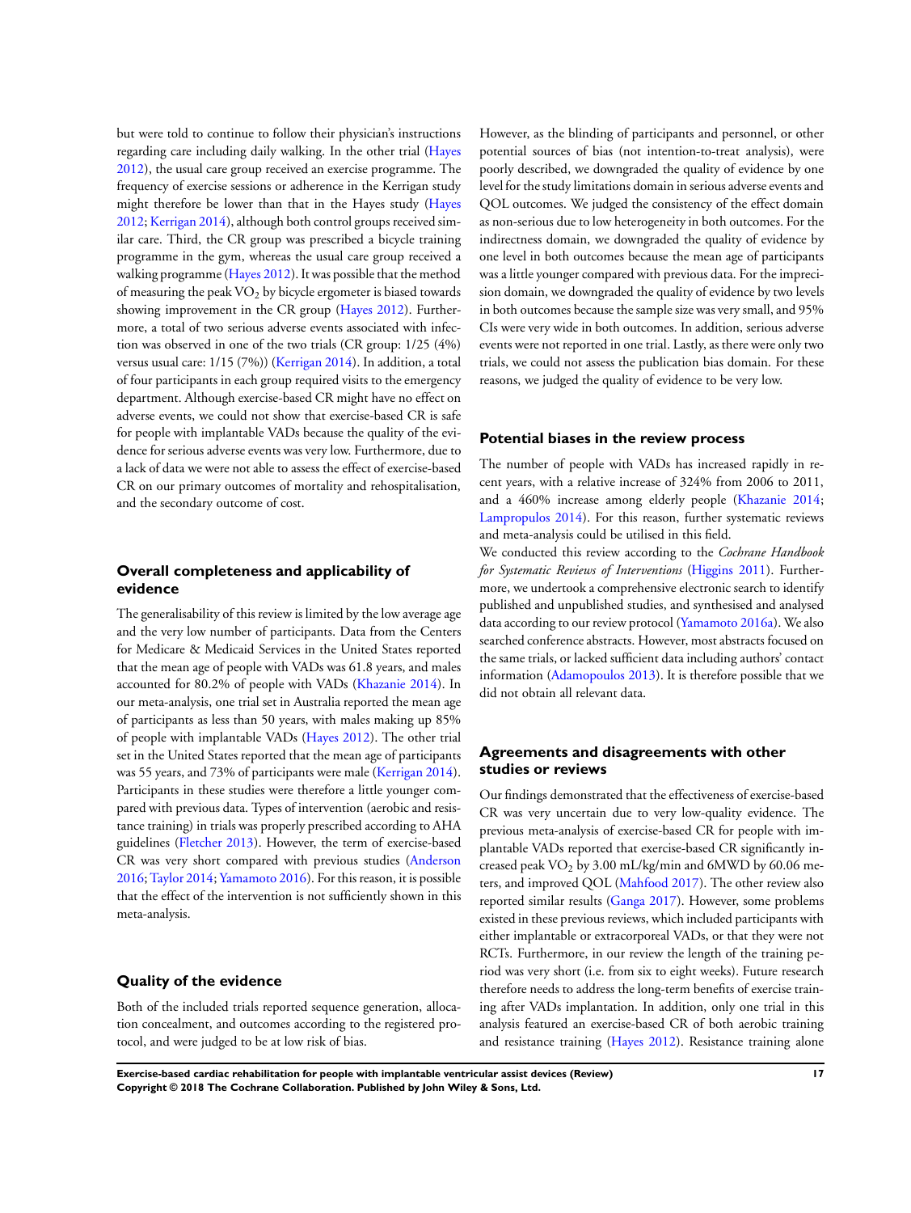but were told to continue to follow their physician's instructions regarding care including daily walking. In the other trial (Hayes 2012), the usual care group received an exercise programme. The frequency of exercise sessions or adherence in the Kerrigan study might therefore be lower than that in the Hayes study (Hayes 2012; Kerrigan 2014), although both control groups received similar care. Third, the CR group was prescribed a bicycle training programme in the gym, whereas the usual care group received a walking programme (Hayes 2012). It was possible that the method of measuring the peak $VO_2$ by bicycle ergometer is biased towards showing improvement in the CR group (Hayes 2012). Furthermore, a total of two serious adverse events associated with infection was observed in one of the two trials (CR group: 1/25 (4%) versus usual care: 1/15 (7%)) (Kerrigan 2014). In addition, a total of four participants in each group required visits to the emergency department. Although exercise-based CR might have no effect on adverse events, we could not show that exercise-based CR is safe for people with implantable VADs because the quality of the evidence for serious adverse events was very low. Furthermore, due to a lack of data we were not able to assess the effect of exercise-based CR on our primary outcomes of mortality and rehospitalisation, and the secondary outcome of cost.

## Overall completeness and applicability of evidence

The generalisability of this review is limited by the low average age and the very low number of participants. Data from the Centers for Medicare & Medicaid Services in the United States reported that the mean age of people with VADs was 61.8 years, and males accounted for 80.2% of people with VADs (Khazanie 2014). In our meta-analysis, one trial set in Australia reported the mean age of participants as less than 50 years, with males making up 85% of people with implantable VADs (Hayes 2012). The other trial set in the United States reported that the mean age of participants was 55 years, and 73% of participants were male (Kerrigan 2014). Participants in these studies were therefore a little younger compared with previous data. Types of intervention (aerobic and resistance training) in trials was properly prescribed according to AHA guidelines (Fletcher 2013). However, the term of exercise-based CR was very short compared with previous studies (Anderson 2016; Taylor 2014; Yamamoto 2016). For this reason, it is possible that the effect of the intervention is not sufficiently shown in this meta-analysis.

## Quality of the evidence

Both of the included trials reported sequence generation, allocation concealment, and outcomes according to the registered protocol, and were judged to be at low risk of bias.

However, as the blinding of participants and personnel, or other potential sources of bias (not intention-to-treat analysis), were poorly described, we downgraded the quality of evidence by one level for the study limitations domain in serious adverse events and QOL outcomes. We judged the consistency of the effect domain as non-serious due to low heterogeneity in both outcomes. For the indirectness domain, we downgraded the quality of evidence by one level in both outcomes because the mean age of participants was a little younger compared with previous data. For the imprecision domain, we downgraded the quality of evidence by two levels in both outcomes because the sample size was very small, and 95% CIs were very wide in both outcomes. In addition, serious adverse events were not reported in one trial. Lastly, as there were only two trials, we could not assess the publication bias domain. For these reasons, we judged the quality of evidence to be very low.

## Potential biases in the review process

The number of people with VADs has increased rapidly in recent years, with a relative increase of 324% from 2006 to 2011, and a 460% increase among elderly people (Khazanie 2014; Lampropulos 2014). For this reason, further systematic reviews and meta-analysis could be utilised in this field.

We conducted this review according to the *Cochrane Handbook for Systematic Reviews of Interventions* (Higgins 2011). Furthermore, we undertook a comprehensive electronic search to identify published and unpublished studies, and synthesised and analysed data according to our review protocol (Yamamoto 2016a). We also searched conference abstracts. However, most abstracts focused on the same trials, or lacked sufficient data including authors' contact information (Adamopoulos 2013). It is therefore possible that we did not obtain all relevant data.

## Agreements and disagreements with other studies or reviews

Our findings demonstrated that the effectiveness of exercise-based CR was very uncertain due to very low-quality evidence. The previous meta-analysis of exercise-based CR for people with implantable VADs reported that exercise-based CR significantly increased peak $VO_2$ by 3.00 mL/kg/min and 6MWD by 60.06 meters, and improved QOL (Mahfood 2017). The other review also reported similar results (Ganga 2017). However, some problems existed in these previous reviews, which included participants with either implantable or extracorporeal VADs, or that they were not RCTs. Furthermore, in our review the length of the training period was very short (i.e. from six to eight weeks). Future research therefore needs to address the long-term benefits of exercise training after VADs implantation. In addition, only one trial in this analysis featured an exercise-based CR of both aerobic training and resistance training (Hayes 2012). Resistance training alone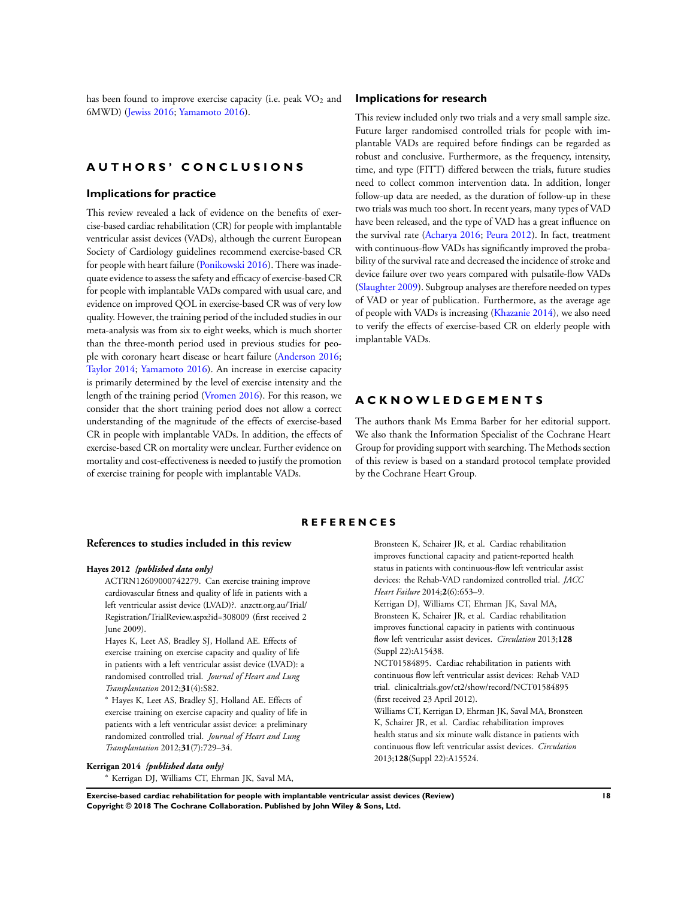has been found to improve exercise capacity (i.e. peak $VO_2$ and 6MWD) (Jewiss 2016; Yamamoto 2016).

# AUTHORS' CONCLUSIONS

## Implications for practice

This review revealed a lack of evidence on the benefits of exercise-based cardiac rehabilitation (CR) for people with implantable ventricular assist devices (VADs), although the current European Society of Cardiology guidelines recommend exercise-based CR for people with heart failure (Ponikowski 2016). There was inadequate evidence to assess the safety and efficacy of exercise-based CR for people with implantable VADs compared with usual care, and evidence on improved QOL in exercise-based CR was of very low quality. However, the training period of the included studies in our meta-analysis was from six to eight weeks, which is much shorter than the three-month period used in previous studies for people with coronary heart disease or heart failure (Anderson 2016; Taylor 2014; Yamamoto 2016). An increase in exercise capacity is primarily determined by the level of exercise intensity and the length of the training period (Vromen 2016). For this reason, we consider that the short training period does not allow a correct understanding of the magnitude of the effects of exercise-based CR in people with implantable VADs. In addition, the effects of exercise-based CR on mortality were unclear. Further evidence on mortality and cost-effectiveness is needed to justify the promotion of exercise training for people with implantable VADs.

## Implications for research

This review included only two trials and a very small sample size. Future larger randomised controlled trials for people with implantable VADs are required before findings can be regarded as robust and conclusive. Furthermore, as the frequency, intensity, time, and type (FITT) differed between the trials, future studies need to collect common intervention data. In addition, longer follow-up data are needed, as the duration of follow-up in these two trials was much too short. In recent years, many types of VAD have been released, and the type of VAD has a great influence on the survival rate (Acharya 2016; Peura 2012). In fact, treatment with continuous-flow VADs has significantly improved the probability of the survival rate and decreased the incidence of stroke and device failure over two years compared with pulsatile-flow VADs (Slaughter 2009). Subgroup analyses are therefore needed on types of VAD or year of publication. Furthermore, as the average age of people with VADs is increasing (Khazanie 2014), we also need to verify the effects of exercise-based CR on elderly people with implantable VADs.

# ACKNOWLEDGEMENTS

The authors thank Ms Emma Barber for her editorial support. We also thank the Information Specialist of the Cochrane Heart Group for providing support with searching. The Methods section of this review is based on a standard protocol template provided by the Cochrane Heart Group.

# REFERENCES

## References to studies included in this review

**Hayes 2012** ***{published data only}***

ACTRN12609000742279. Can exercise training improve cardiovascular fitness and quality of life in patients with a left ventricular assist device (LVAD)?. anzctr.org.au/Trial/Registration/TrialReview.aspx?id=308009 (first received 2 June 2009).

Hayes K, Leet AS, Bradley SJ, Holland AE. Effects of exercise training on exercise capacity and quality of life in patients with a left ventricular assist device (LVAD): a randomised controlled trial. *Journal of Heart and Lung Transplantation* 2012;**31**(4):S82.

* Hayes K, Leet AS, Bradley SJ, Holland AE. Effects of exercise training on exercise capacity and quality of life in patients with a left ventricular assist device: a preliminary randomized controlled trial. *Journal of Heart and Lung Transplantation* 2012;**31**(7):729–34.

**Kerrigan 2014** ***{published data only}***

* Kerrigan DJ, Williams CT, Ehrman JK, Saval MA, Bronsteen K, Schairer JR, et al. Cardiac rehabilitation improves functional capacity and patient-reported health status in patients with continuous-flow left ventricular assist devices: the Rehab-VAD randomized controlled trial. *JACC Heart Failure* 2014;**2**(6):653–9.

Kerrigan DJ, Williams CT, Ehrman JK, Saval MA, Bronsteen K, Schairer JR, et al. Cardiac rehabilitation improves functional capacity in patients with continuous flow left ventricular assist devices. *Circulation* 2013;**128** (Suppl 22):A15438.

NCT01584895. Cardiac rehabilitation in patients with continuous flow left ventricular assist devices: Rehab VAD trial. clinicaltrials.gov/ct2/show/record/NCT01584895 (first received 23 April 2012).

Williams CT, Kerrigan D, Ehrman JK, Saval MA, Bronsteen K, Schairer JR, et al. Cardiac rehabilitation improves health status and six minute walk distance in patients with continuous flow left ventricular assist devices. *Circulation* 2013;**128**(Suppl 22):A15524.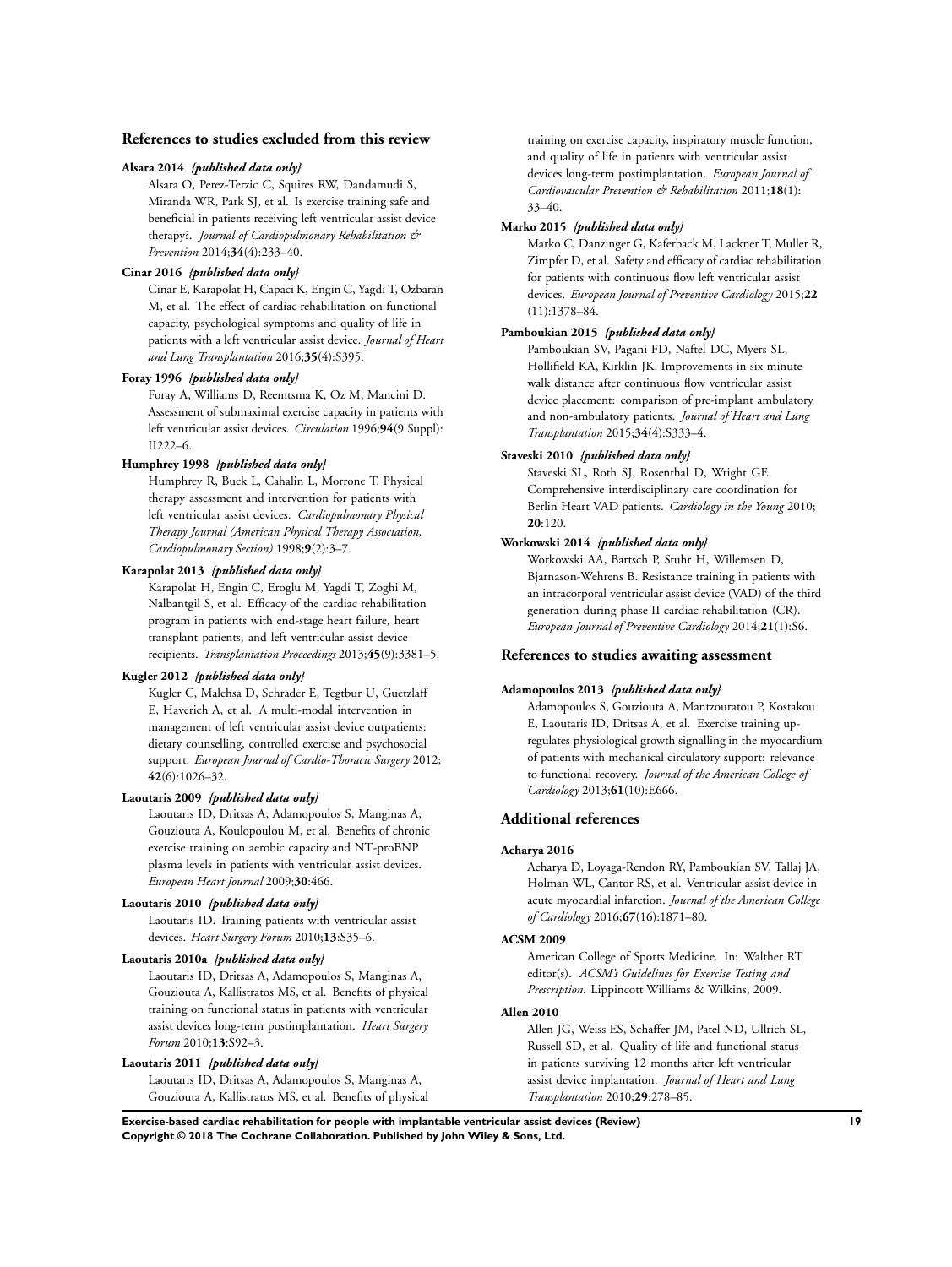## References to studies excluded from this review

**Alsara 2014** *{published data only}*

Alsara O, Perez-Terzic C, Squires RW, Dandamudi S, Miranda WR, Park SJ, et al. Is exercise training safe and beneficial in patients receiving left ventricular assist device therapy?. *Journal of Cardiopulmonary Rehabilitation & Prevention* 2014;**34**(4):233–40.

**Cinar 2016** *{published data only}*

Cinar E, Karapolat H, Capaci K, Engin C, Yagdi T, Ozbaran M, et al. The effect of cardiac rehabilitation on functional capacity, psychological symptoms and quality of life in patients with a left ventricular assist device. *Journal of Heart and Lung Transplantation* 2016;**35**(4):S395.

**Foray 1996** *{published data only}*

Foray A, Williams D, Reemtsma K, Oz M, Mancini D. Assessment of submaximal exercise capacity in patients with left ventricular assist devices. *Circulation* 1996;**94**(9 Suppl): II222–6.

**Humphrey 1998** *{published data only}*

Humphrey R, Buck L, Cahalin L, Morrone T. Physical therapy assessment and intervention for patients with left ventricular assist devices. *Cardiopulmonary Physical Therapy Journal (American Physical Therapy Association, Cardiopulmonary Section)* 1998;**9**(2):3–7.

**Karapolat 2013** *{published data only}*

Karapolat H, Engin C, Eroglu M, Yagdi T, Zoghi M, Nalbantgil S, et al. Efficacy of the cardiac rehabilitation program in patients with end-stage heart failure, heart transplant patients, and left ventricular assist device recipients. *Transplantation Proceedings* 2013;**45**(9):3381–5.

**Kugler 2012** *{published data only}*

Kugler C, Malehsa D, Schrader E, Tegtbur U, Guetzlaff E, Haverich A, et al. A multi-modal intervention in management of left ventricular assist device outpatients: dietary counselling, controlled exercise and psychosocial support. *European Journal of Cardio-Thoracic Surgery* 2012; **42**(6):1026–32.

**Laoutaris 2009** *{published data only}*

Laoutaris ID, Dritsas A, Adamopoulos S, Manginas A, Gouziouta A, Koulopoulou M, et al. Benefits of chronic exercise training on aerobic capacity and NT-proBNP plasma levels in patients with ventricular assist devices. *European Heart Journal* 2009;**30**:466.

**Laoutaris 2010** *{published data only}*

Laoutaris ID. Training patients with ventricular assist devices. *Heart Surgery Forum* 2010;**13**:S35–6.

**Laoutaris 2010a** *{published data only}*

Laoutaris ID, Dritsas A, Adamopoulos S, Manginas A, Gouziouta A, Kallistratos MS, et al. Benefits of physical training on functional status in patients with ventricular assist devices long-term postimplantation. *Heart Surgery Forum* 2010;**13**:S92–3.

**Laoutaris 2011** *{published data only}*

Laoutaris ID, Dritsas A, Adamopoulos S, Manginas A, Gouziouta A, Kallistratos MS, et al. Benefits of physical training on exercise capacity, inspiratory muscle function, and quality of life in patients with ventricular assist devices long-term postimplantation. *European Journal of Cardiovascular Prevention & Rehabilitation* 2011;**18**(1): 33–40.

**Marko 2015** *{published data only}*

Marko C, Danzinger G, Kaferback M, Lackner T, Muller R, Zimpfer D, et al. Safety and efficacy of cardiac rehabilitation for patients with continuous flow left ventricular assist devices. *European Journal of Preventive Cardiology* 2015;**22** (11):1378–84.

**Pamboukian 2015** *{published data only}*

Pamboukian SV, Pagani FD, Naftel DC, Myers SL, Hollifield KA, Kirklin JK. Improvements in six minute walk distance after continuous flow ventricular assist device placement: comparison of pre-implant ambulatory and non-ambulatory patients. *Journal of Heart and Lung Transplantation* 2015;**34**(4):S333–4.

**Staveski 2010** *{published data only}*

Staveski SL, Roth SJ, Rosenthal D, Wright GE. Comprehensive interdisciplinary care coordination for Berlin Heart VAD patients. *Cardiology in the Young* 2010; **20**:120.

**Workowski 2014** *{published data only}*

Workowski AA, Bartsch P, Stuhr H, Willemsen D, Bjarnason-Wehrens B. Resistance training in patients with an intracorporal ventricular assist device (VAD) of the third generation during phase II cardiac rehabilitation (CR). *European Journal of Preventive Cardiology* 2014;**21**(1):S6.

## References to studies awaiting assessment

**Adamopoulos 2013** *{published data only}*

Adamopoulos S, Gouziouta A, Mantzouratou P, Kostakou E, Laoutaris ID, Dritsas A, et al. Exercise training up-regulates physiological growth signalling in the myocardium of patients with mechanical circulatory support: relevance to functional recovery. *Journal of the American College of Cardiology* 2013;**61**(10):E666.

## Additional references

**Acharya 2016**

Acharya D, Loyaga-Rendon RY, Pamboukian SV, Tallaj JA, Holman WL, Cantor RS, et al. Ventricular assist device in acute myocardial infarction. *Journal of the American College of Cardiology* 2016;**67**(16):1871–80.

**ACSM 2009**

American College of Sports Medicine. In: Walther RT editor(s). *ACSM's Guidelines for Exercise Testing and Prescription*. Lippincott Williams & Wilkins, 2009.

**Allen 2010**

Allen JG, Weiss ES, Schaffer JM, Patel ND, Ullrich SL, Russell SD, et al. Quality of life and functional status in patients surviving 12 months after left ventricular assist device implantation. *Journal of Heart and Lung Transplantation* 2010;**29**:278–85.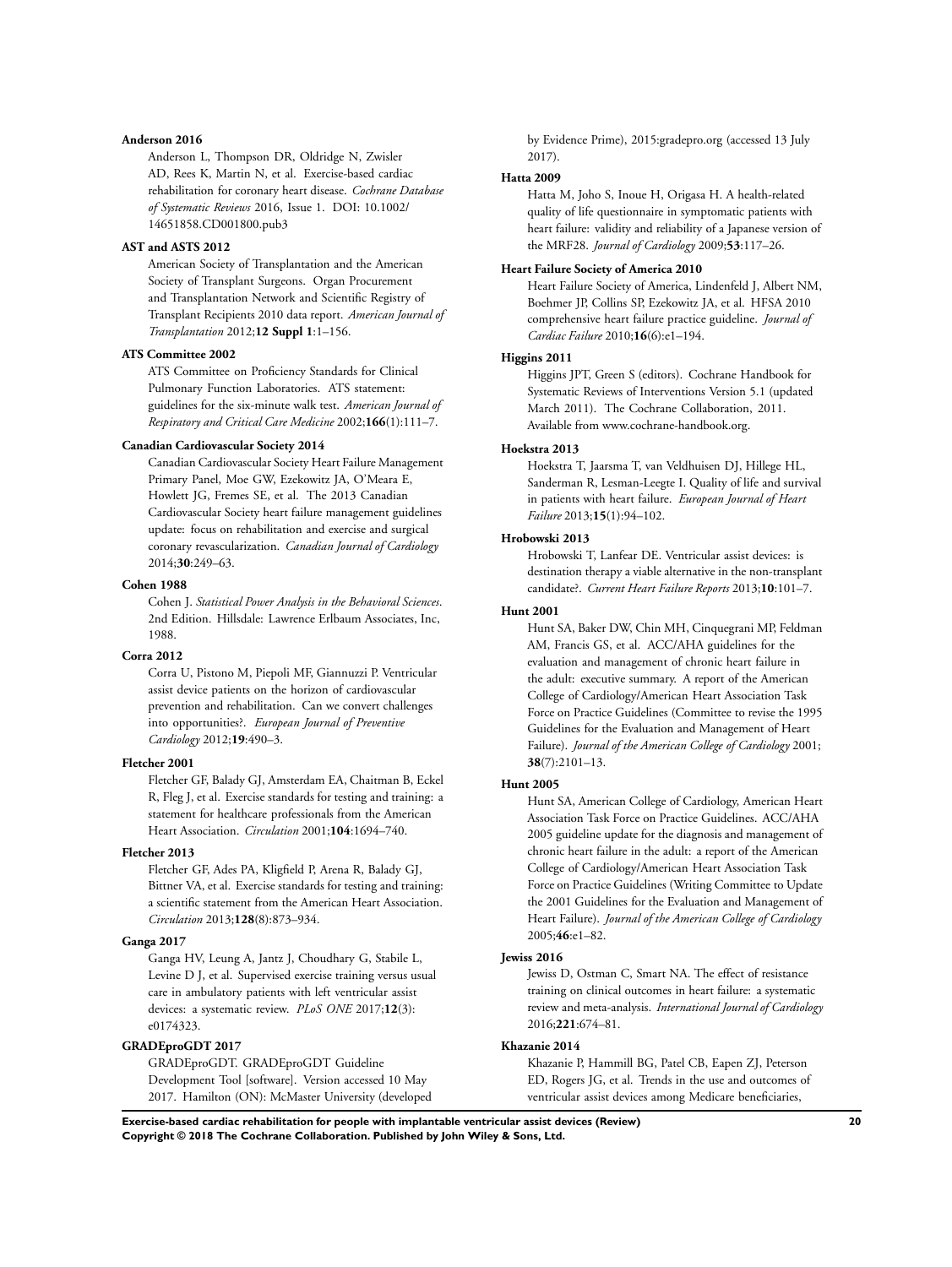**Anderson 2016**

Anderson L, Thompson DR, Oldridge N, Zwisler AD, Rees K, Martin N, et al. Exercise-based cardiac rehabilitation for coronary heart disease. *Cochrane Database of Systematic Reviews* 2016, Issue 1. DOI: 10.1002/14651858.CD001800.pub3

**AST and ASTS 2012**

American Society of Transplantation and the American Society of Transplant Surgeons. Organ Procurement and Transplantation Network and Scientific Registry of Transplant Recipients 2010 data report. *American Journal of Transplantation* 2012;**12 Suppl 1**:1–156.

**ATS Committee 2002**

ATS Committee on Proficiency Standards for Clinical Pulmonary Function Laboratories. ATS statement: guidelines for the six-minute walk test. *American Journal of Respiratory and Critical Care Medicine* 2002;**166**(1):111–7.

**Canadian Cardiovascular Society 2014**

Canadian Cardiovascular Society Heart Failure Management Primary Panel, Moe GW, Ezekowitz JA, O'Meara E, Howlett JG, Fremes SE, et al. The 2013 Canadian Cardiovascular Society heart failure management guidelines update: focus on rehabilitation and exercise and surgical coronary revascularization. *Canadian Journal of Cardiology* 2014;**30**:249–63.

**Cohen 1988**

Cohen J. *Statistical Power Analysis in the Behavioral Sciences*. 2nd Edition. Hillsdale: Lawrence Erlbaum Associates, Inc, 1988.

**Corra 2012**

Corra U, Pistono M, Piepoli MF, Giannuzzi P. Ventricular assist device patients on the horizon of cardiovascular prevention and rehabilitation. Can we convert challenges into opportunities?. *European Journal of Preventive Cardiology* 2012;**19**:490–3.

**Fletcher 2001**

Fletcher GF, Balady GJ, Amsterdam EA, Chaitman B, Eckel R, Fleg J, et al. Exercise standards for testing and training: a statement for healthcare professionals from the American Heart Association. *Circulation* 2001;**104**:1694–740.

**Fletcher 2013**

Fletcher GF, Ades PA, Kligfield P, Arena R, Balady GJ, Bittner VA, et al. Exercise standards for testing and training: a scientific statement from the American Heart Association. *Circulation* 2013;**128**(8):873–934.

**Ganga 2017**

Ganga HV, Leung A, Jantz J, Choudhary G, Stabile L, Levine D J, et al. Supervised exercise training versus usual care in ambulatory patients with left ventricular assist devices: a systematic review. *PLoS ONE* 2017;**12**(3): e0174323.

**GRADEproGDT 2017**

GRADEproGDT. GRADEproGDT Guideline Development Tool [software]. Version accessed 10 May 2017. Hamilton (ON): McMaster University (developed by Evidence Prime), 2015:gradepro.org (accessed 13 July 2017).

**Hatta 2009**

Hatta M, Joho S, Inoue H, Origasa H. A health-related quality of life questionnaire in symptomatic patients with heart failure: validity and reliability of a Japanese version of the MRF28. *Journal of Cardiology* 2009;**53**:117–26.

**Heart Failure Society of America 2010**

Heart Failure Society of America, Lindenfeld J, Albert NM, Boehmer JP, Collins SP, Ezekowitz JA, et al. HFSA 2010 comprehensive heart failure practice guideline. *Journal of Cardiac Failure* 2010;**16**(6):e1–194.

**Higgins 2011**

Higgins JPT, Green S (editors). Cochrane Handbook for Systematic Reviews of Interventions Version 5.1 (updated March 2011). The Cochrane Collaboration, 2011. Available from www.cochrane-handbook.org.

**Hoekstra 2013**

Hoekstra T, Jaarsma T, van Veldhuisen DJ, Hillege HL, Sanderman R, Lesman-Leegte I. Quality of life and survival in patients with heart failure. *European Journal of Heart Failure* 2013;**15**(1):94–102.

**Hrobowski 2013**

Hrobowski T, Lanfear DE. Ventricular assist devices: is destination therapy a viable alternative in the non-transplant candidate?. *Current Heart Failure Reports* 2013;**10**:101–7.

**Hunt 2001**

Hunt SA, Baker DW, Chin MH, Cinquegrani MP, Feldman AM, Francis GS, et al. ACC/AHA guidelines for the evaluation and management of chronic heart failure in the adult: executive summary. A report of the American College of Cardiology/American Heart Association Task Force on Practice Guidelines (Committee to revise the 1995 Guidelines for the Evaluation and Management of Heart Failure). *Journal of the American College of Cardiology* 2001; **38**(7):2101–13.

**Hunt 2005**

Hunt SA, American College of Cardiology, American Heart Association Task Force on Practice Guidelines. ACC/AHA 2005 guideline update for the diagnosis and management of chronic heart failure in the adult: a report of the American College of Cardiology/American Heart Association Task Force on Practice Guidelines (Writing Committee to Update the 2001 Guidelines for the Evaluation and Management of Heart Failure). *Journal of the American College of Cardiology* 2005;**46**:e1–82.

**Jewiss 2016**

Jewiss D, Ostman C, Smart NA. The effect of resistance training on clinical outcomes in heart failure: a systematic review and meta-analysis. *International Journal of Cardiology* 2016;**221**:674–81.

**Khazanie 2014**

Khazanie P, Hammill BG, Patel CB, Eapen ZJ, Peterson ED, Rogers JG, et al. Trends in the use and outcomes of ventricular assist devices among Medicare beneficiaries,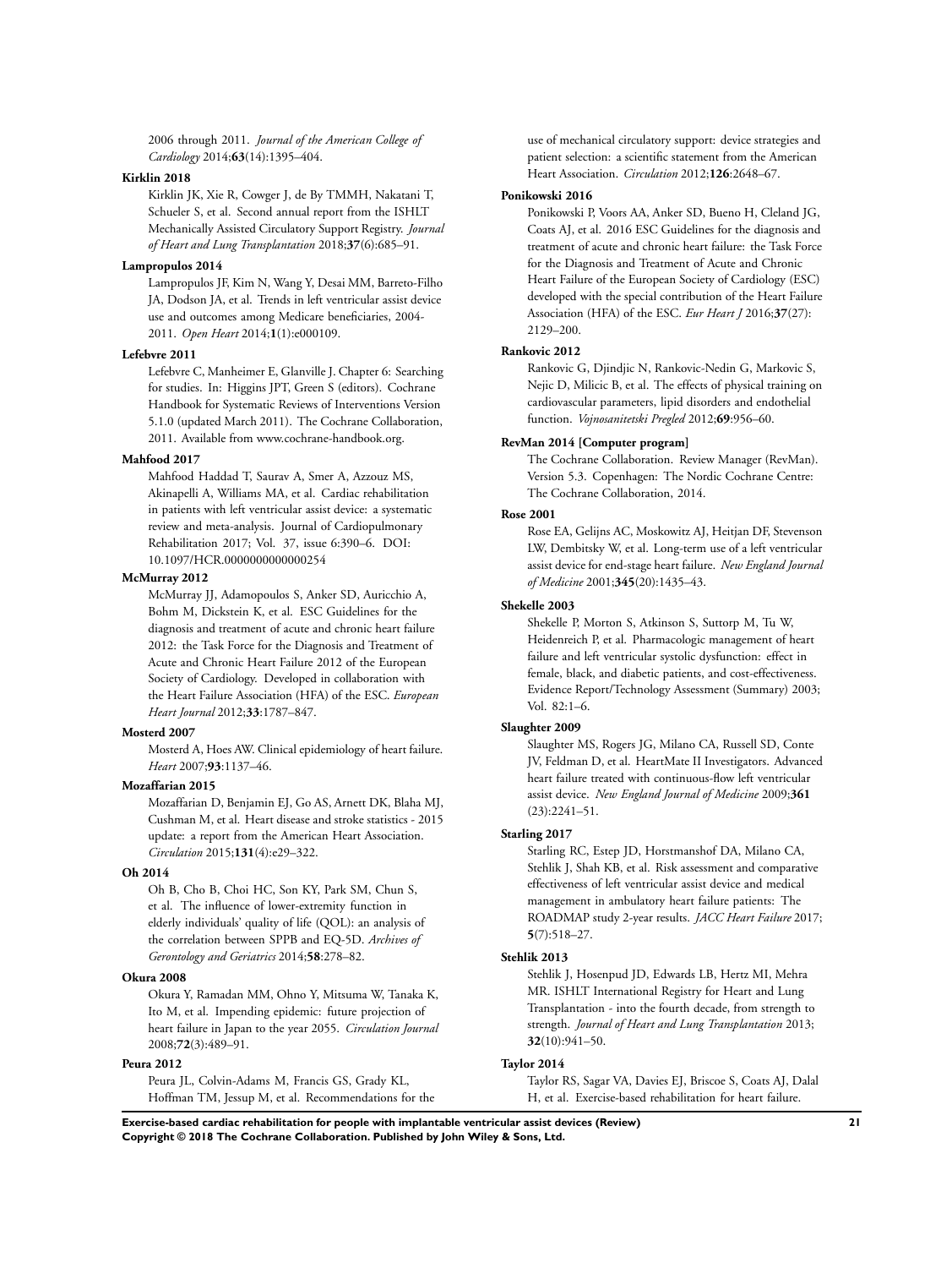2006 through 2011. *Journal of the American College of Cardiology* 2014;**63**(14):1395–404.

**Kirklin 2018**

Kirklin JK, Xie R, Cowger J, de By TMMH, Nakatani T, Schueler S, et al. Second annual report from the ISHLT Mechanically Assisted Circulatory Support Registry. *Journal of Heart and Lung Transplantation* 2018;**37**(6):685–91.

**Lampropulos 2014**

Lampropulos JF, Kim N, Wang Y, Desai MM, Barreto-Filho JA, Dodson JA, et al. Trends in left ventricular assist device use and outcomes among Medicare beneficiaries, 2004-2011. *Open Heart* 2014;**1**(1):e000109.

**Lefebvre 2011**

Lefebvre C, Manheimer E, Glanville J. Chapter 6: Searching for studies. In: Higgins JPT, Green S (editors). Cochrane Handbook for Systematic Reviews of Interventions Version 5.1.0 (updated March 2011). The Cochrane Collaboration, 2011. Available from www.cochrane-handbook.org.

**Mahfood 2017**

Mahfood Haddad T, Saurav A, Smer A, Azzouz MS, Akinapelli A, Williams MA, et al. Cardiac rehabilitation in patients with left ventricular assist device: a systematic review and meta-analysis. Journal of Cardiopulmonary Rehabilitation 2017; Vol. 37, issue 6:390–6. DOI: 10.1097/HCR.0000000000000254

**McMurray 2012**

McMurray JJ, Adamopoulos S, Anker SD, Auricchio A, Bohm M, Dickstein K, et al. ESC Guidelines for the diagnosis and treatment of acute and chronic heart failure 2012: the Task Force for the Diagnosis and Treatment of Acute and Chronic Heart Failure 2012 of the European Society of Cardiology. Developed in collaboration with the Heart Failure Association (HFA) of the ESC. *European Heart Journal* 2012;**33**:1787–847.

**Mosterd 2007**

Mosterd A, Hoes AW. Clinical epidemiology of heart failure. *Heart* 2007;**93**:1137–46.

**Mozaffarian 2015**

Mozaffarian D, Benjamin EJ, Go AS, Arnett DK, Blaha MJ, Cushman M, et al. Heart disease and stroke statistics - 2015 update: a report from the American Heart Association. *Circulation* 2015;**131**(4):e29–322.

**Oh 2014**

Oh B, Cho B, Choi HC, Son KY, Park SM, Chun S, et al. The influence of lower-extremity function in elderly individuals' quality of life (QOL): an analysis of the correlation between SPPB and EQ-5D. *Archives of Gerontology and Geriatrics* 2014;**58**:278–82.

**Okura 2008**

Okura Y, Ramadan MM, Ohno Y, Mitsuma W, Tanaka K, Ito M, et al. Impending epidemic: future projection of heart failure in Japan to the year 2055. *Circulation Journal* 2008;**72**(3):489–91.

**Peura 2012**

Peura JL, Colvin-Adams M, Francis GS, Grady KL, Hoffman TM, Jessup M, et al. Recommendations for the use of mechanical circulatory support: device strategies and patient selection: a scientific statement from the American Heart Association. *Circulation* 2012;**126**:2648–67.

**Ponikowski 2016**

Ponikowski P, Voors AA, Anker SD, Bueno H, Cleland JG, Coats AJ, et al. 2016 ESC Guidelines for the diagnosis and treatment of acute and chronic heart failure: the Task Force for the Diagnosis and Treatment of Acute and Chronic Heart Failure of the European Society of Cardiology (ESC) developed with the special contribution of the Heart Failure Association (HFA) of the ESC. *Eur Heart J* 2016;**37**(27): 2129–200.

**Rankovic 2012**

Rankovic G, Djindjic N, Rankovic-Nedin G, Markovic S, Nejic D, Milicic B, et al. The effects of physical training on cardiovascular parameters, lipid disorders and endothelial function. *Vojnosanitetski Pregled* 2012;**69**:956–60.

**RevMan 2014 [Computer program]**

The Cochrane Collaboration. Review Manager (RevMan). Version 5.3. Copenhagen: The Nordic Cochrane Centre: The Cochrane Collaboration, 2014.

**Rose 2001**

Rose EA, Gelijns AC, Moskowitz AJ, Heitjan DF, Stevenson LW, Dembitsky W, et al. Long-term use of a left ventricular assist device for end-stage heart failure. *New England Journal of Medicine* 2001;**345**(20):1435–43.

**Shekelle 2003**

Shekelle P, Morton S, Atkinson S, Suttorp M, Tu W, Heidenreich P, et al. Pharmacologic management of heart failure and left ventricular systolic dysfunction: effect in female, black, and diabetic patients, and cost-effectiveness. Evidence Report/Technology Assessment (Summary) 2003; Vol. 82:1–6.

**Slaughter 2009**

Slaughter MS, Rogers JG, Milano CA, Russell SD, Conte JV, Feldman D, et al. HeartMate II Investigators. Advanced heart failure treated with continuous-flow left ventricular assist device. *New England Journal of Medicine* 2009;**361** (23):2241–51.

**Starling 2017**

Starling RC, Estep JD, Horstmanshof DA, Milano CA, Stehlik J, Shah KB, et al. Risk assessment and comparative effectiveness of left ventricular assist device and medical management in ambulatory heart failure patients: The ROADMAP study 2-year results. *JACC Heart Failure* 2017; **5**(7):518–27.

**Stehlik 2013**

Stehlik J, Hosenpud JD, Edwards LB, Hertz MI, Mehra MR. ISHLT International Registry for Heart and Lung Transplantation - into the fourth decade, from strength to strength. *Journal of Heart and Lung Transplantation* 2013; **32**(10):941–50.

**Taylor 2014**

Taylor RS, Sagar VA, Davies EJ, Briscoe S, Coats AJ, Dalal H, et al. Exercise-based rehabilitation for heart failure.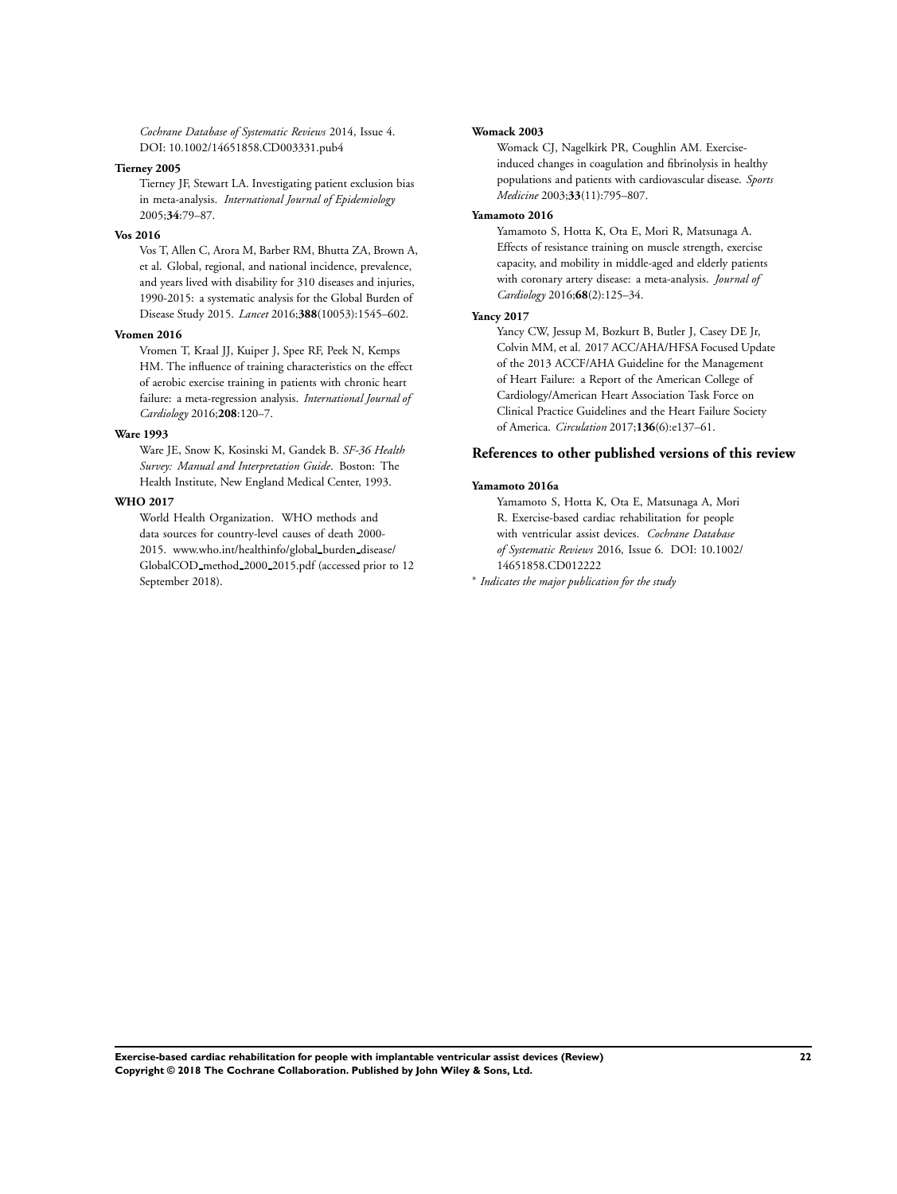*Cochrane Database of Systematic Reviews* 2014, Issue 4. DOI: 10.1002/14651858.CD003331.pub4

**Tierney 2005**

Tierney JF, Stewart LA. Investigating patient exclusion bias in meta-analysis. *International Journal of Epidemiology* 2005;**34**:79–87.

**Vos 2016**

Vos T, Allen C, Arora M, Barber RM, Bhutta ZA, Brown A, et al. Global, regional, and national incidence, prevalence, and years lived with disability for 310 diseases and injuries, 1990-2015: a systematic analysis for the Global Burden of Disease Study 2015. *Lancet* 2016;**388**(10053):1545–602.

**Vromen 2016**

Vromen T, Kraal JJ, Kuiper J, Spee RF, Peek N, Kemps HM. The influence of training characteristics on the effect of aerobic exercise training in patients with chronic heart failure: a meta-regression analysis. *International Journal of Cardiology* 2016;**208**:120–7.

**Ware 1993**

Ware JE, Snow K, Kosinski M, Gandek B. *SF-36 Health Survey: Manual and Interpretation Guide*. Boston: The Health Institute, New England Medical Center, 1993.

**WHO 2017**

World Health Organization. WHO methods and data sources for country-level causes of death 2000-2015. www.who.int/healthinfo/global_burden_disease/GlobalCOD_method_2000_2015.pdf (accessed prior to 12 September 2018).

**Womack 2003**

Womack CJ, Nagelkirk PR, Coughlin AM. Exercise-induced changes in coagulation and fibrinolysis in healthy populations and patients with cardiovascular disease. *Sports Medicine* 2003;**33**(11):795–807.

**Yamamoto 2016**

Yamamoto S, Hotta K, Ota E, Mori R, Matsunaga A. Effects of resistance training on muscle strength, exercise capacity, and mobility in middle-aged and elderly patients with coronary artery disease: a meta-analysis. *Journal of Cardiology* 2016;**68**(2):125–34.

**Yancy 2017**

Yancy CW, Jessup M, Bozkurt B, Butler J, Casey DE Jr, Colvin MM, et al. 2017 ACC/AHA/HFSA Focused Update of the 2013 ACCF/AHA Guideline for the Management of Heart Failure: a Report of the American College of Cardiology/American Heart Association Task Force on Clinical Practice Guidelines and the Heart Failure Society of America. *Circulation* 2017;**136**(6):e137–61.

## References to other published versions of this review

**Yamamoto 2016a**

Yamamoto S, Hotta K, Ota E, Matsunaga A, Mori R. Exercise-based cardiac rehabilitation for people with ventricular assist devices. *Cochrane Database of Systematic Reviews* 2016, Issue 6. DOI: 10.1002/14651858.CD012222

\* *Indicates the major publication for the study*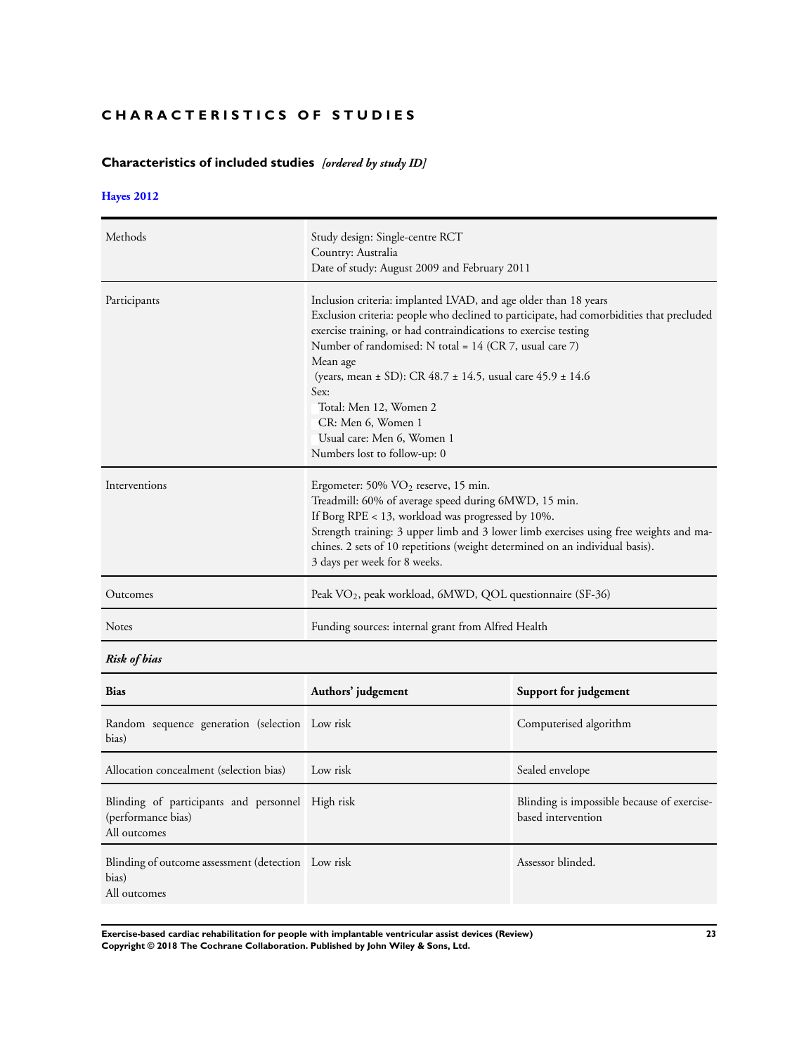# CHARACTERISTICS OF STUDIES

## Characteristics of included studies *[ordered by study ID]*

### Hayes 2012

| | |
|---|---|
| Methods | Study design: Single-centre RCT<br>Country: Australia<br>Date of study: August 2009 and February 2011 |
| Participants | Inclusion criteria: implanted LVAD, and age older than 18 years<br>Exclusion criteria: people who declined to participate, had comorbidities that precluded exercise training, or had contraindications to exercise testing<br>Number of randomised: N total = 14 (CR 7, usual care 7)<br>Mean age<br>(years, mean ± SD): CR 48.7 ± 14.5, usual care 45.9 ± 14.6<br>Sex:<br>Total: Men 12, Women 2<br>CR: Men 6, Women 1<br>Usual care: Men 6, Women 1<br>Numbers lost to follow-up: 0 |
| Interventions | Ergometer: 50% $VO_2$ reserve, 15 min.<br>Treadmill: 60% of average speed during 6MWD, 15 min.<br>If Borg RPE < 13, workload was progressed by 10%.<br>Strength training: 3 upper limb and 3 lower limb exercises using free weights and machines. 2 sets of 10 repetitions (weight determined on an individual basis).<br>3 days per week for 8 weeks. |
| Outcomes | Peak $VO_2$, peak workload, 6MWD, QOL questionnaire (SF-36) |
| Notes | Funding sources: internal grant from Alfred Health |

***Risk of bias***

| Bias | Authors' judgement | Support for judgement |
|---|---|---|
| Random sequence generation (selection bias) | Low risk | Computerised algorithm |
| Allocation concealment (selection bias) | Low risk | Sealed envelope |
| Blinding of participants and personnel (performance bias)<br>All outcomes | High risk | Blinding is impossible because of exercise-based intervention |
| Blinding of outcome assessment (detection bias)<br>All outcomes | Low risk | Assessor blinded. |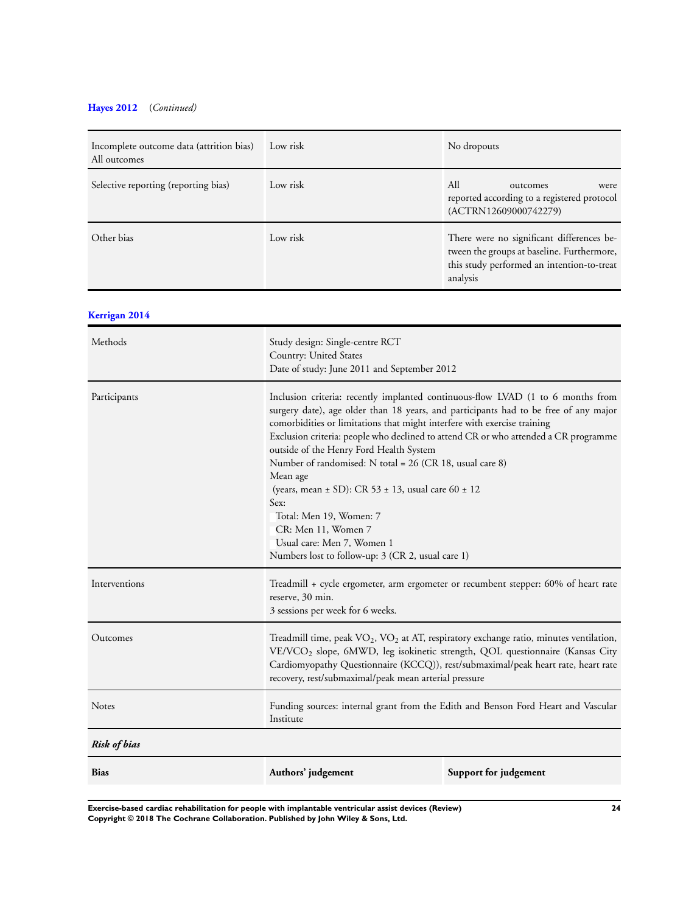**Hayes 2012** (*Continued*)

| | | |
|---|---|---|
| Incomplete outcome data (attrition bias) All outcomes | Low risk | No dropouts |
| Selective reporting (reporting bias) | Low risk | All outcomes were reported according to a registered protocol (ACTRN12609000742279) |
| Other bias | Low risk | There were no significant differences between the groups at baseline. Furthermore, this study performed an intention-to-treat analysis |

**Kerrigan 2014**

| | |
|---|---|
| Methods | Study design: Single-centre RCT<br>Country: United States<br>Date of study: June 2011 and September 2012 |
| Participants | Inclusion criteria: recently implanted continuous-flow LVAD (1 to 6 months from surgery date), age older than 18 years, and participants had to be free of any major comorbidities or limitations that might interfere with exercise training<br>Exclusion criteria: people who declined to attend CR or who attended a CR programme outside of the Henry Ford Health System<br>Number of randomised: N total = 26 (CR 18, usual care 8)<br>Mean age<br>(years, mean ± SD): CR 53 ± 13, usual care 60 ± 12<br>Sex:<br>Total: Men 19, Women: 7<br>CR: Men 11, Women 7<br>Usual care: Men 7, Women 1<br>Numbers lost to follow-up: 3 (CR 2, usual care 1) |
| Interventions | Treadmill + cycle ergometer, arm ergometer or recumbent stepper: 60% of heart rate reserve, 30 min.<br>3 sessions per week for 6 weeks. |
| Outcomes | Treadmill time, peak $VO_2$, $VO_2$ at AT, respiratory exchange ratio, minutes ventilation, $VE/VCO_2$ slope, 6MWD, leg isokinetic strength, QOL questionnaire (Kansas City Cardiomyopathy Questionnaire (KCCQ)), rest/submaximal/peak heart rate, heart rate recovery, rest/submaximal/peak mean arterial pressure |
| Notes | Funding sources: internal grant from the Edith and Benson Ford Heart and Vascular Institute |

***Risk of bias***

| Bias | Authors' judgement | Support for judgement |
|---|---|---|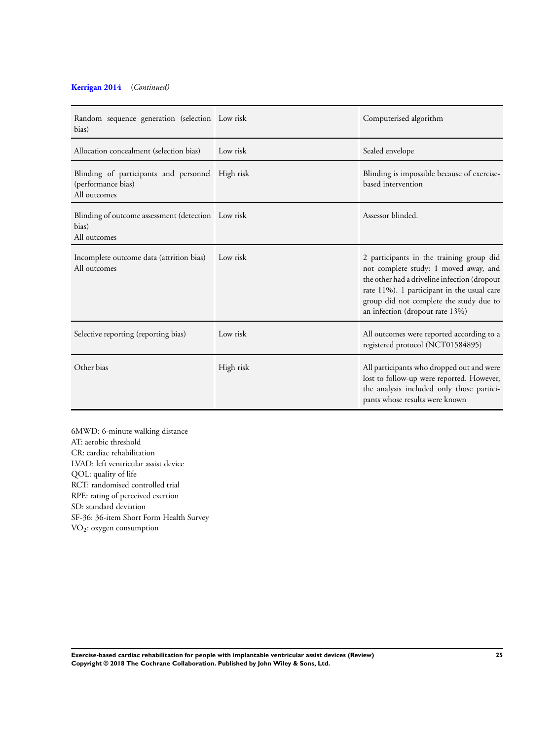**Kerrigan 2014** *(Continued)*

| | | |
|---|---|---|
| Random sequence generation (selection bias) | Low risk | Computerised algorithm |
| Allocation concealment (selection bias) | Low risk | Sealed envelope |
| Blinding of participants and personnel (performance bias)<br>All outcomes | High risk | Blinding is impossible because of exercise-based intervention |
| Blinding of outcome assessment (detection bias)<br>All outcomes | Low risk | Assessor blinded. |
| Incomplete outcome data (attrition bias)<br>All outcomes | Low risk | 2 participants in the training group did not complete study: 1 moved away, and the other had a driveline infection (dropout rate 11%). 1 participant in the usual care group did not complete the study due to an infection (dropout rate 13%) |
| Selective reporting (reporting bias) | Low risk | All outcomes were reported according to a registered protocol (NCT01584895) |
| Other bias | High risk | All participants who dropped out and were lost to follow-up were reported. However, the analysis included only those participants whose results were known |

6MWD: 6-minute walking distance
AT: aerobic threshold
CR: cardiac rehabilitation
LVAD: left ventricular assist device
QOL: quality of life
RCT: randomised controlled trial
RPE: rating of perceived exertion
SD: standard deviation
SF-36: 36-item Short Form Health Survey
$VO_2$: oxygen consumption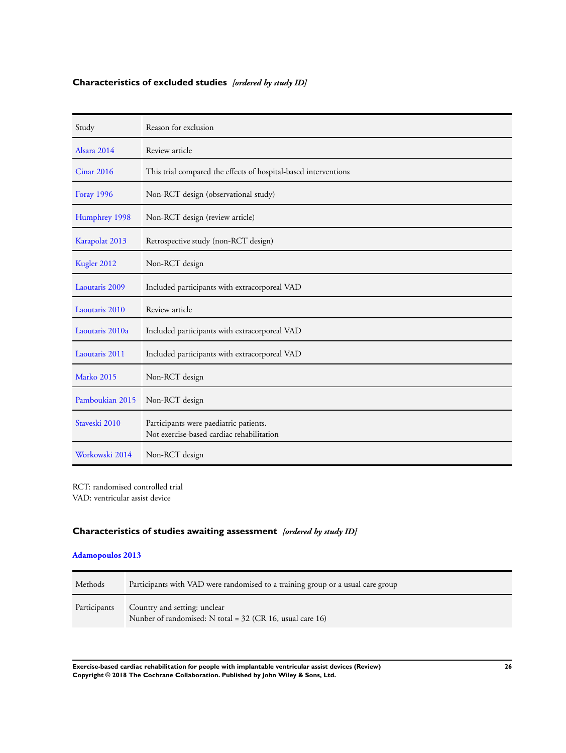## Characteristics of excluded studies *[ordered by study ID]*

| Study | Reason for exclusion |
|---|---|
| Alsara 2014 | Review article |
| Cinar 2016 | This trial compared the effects of hospital-based interventions |
| Foray 1996 | Non-RCT design (observational study) |
| Humphrey 1998 | Non-RCT design (review article) |
| Karapolat 2013 | Retrospective study (non-RCT design) |
| Kugler 2012 | Non-RCT design |
| Laoutaris 2009 | Included participants with extracorporeal VAD |
| Laoutaris 2010 | Review article |
| Laoutaris 2010a | Included participants with extracorporeal VAD |
| Laoutaris 2011 | Included participants with extracorporeal VAD |
| Marko 2015 | Non-RCT design |
| Pamboukian 2015 | Non-RCT design |
| Staveski 2010 | Participants were paediatric patients.<br>Not exercise-based cardiac rehabilitation |
| Workowski 2014 | Non-RCT design |

RCT: randomised controlled trial
VAD: ventricular assist device

## Characteristics of studies awaiting assessment *[ordered by study ID]*

### Adamopoulos 2013

| | |
|---|---|
| Methods | Participants with VAD were randomised to a training group or a usual care group |
| Participants | Country and setting: unclear<br>Nunber of randomised: N total = 32 (CR 16, usual care 16) |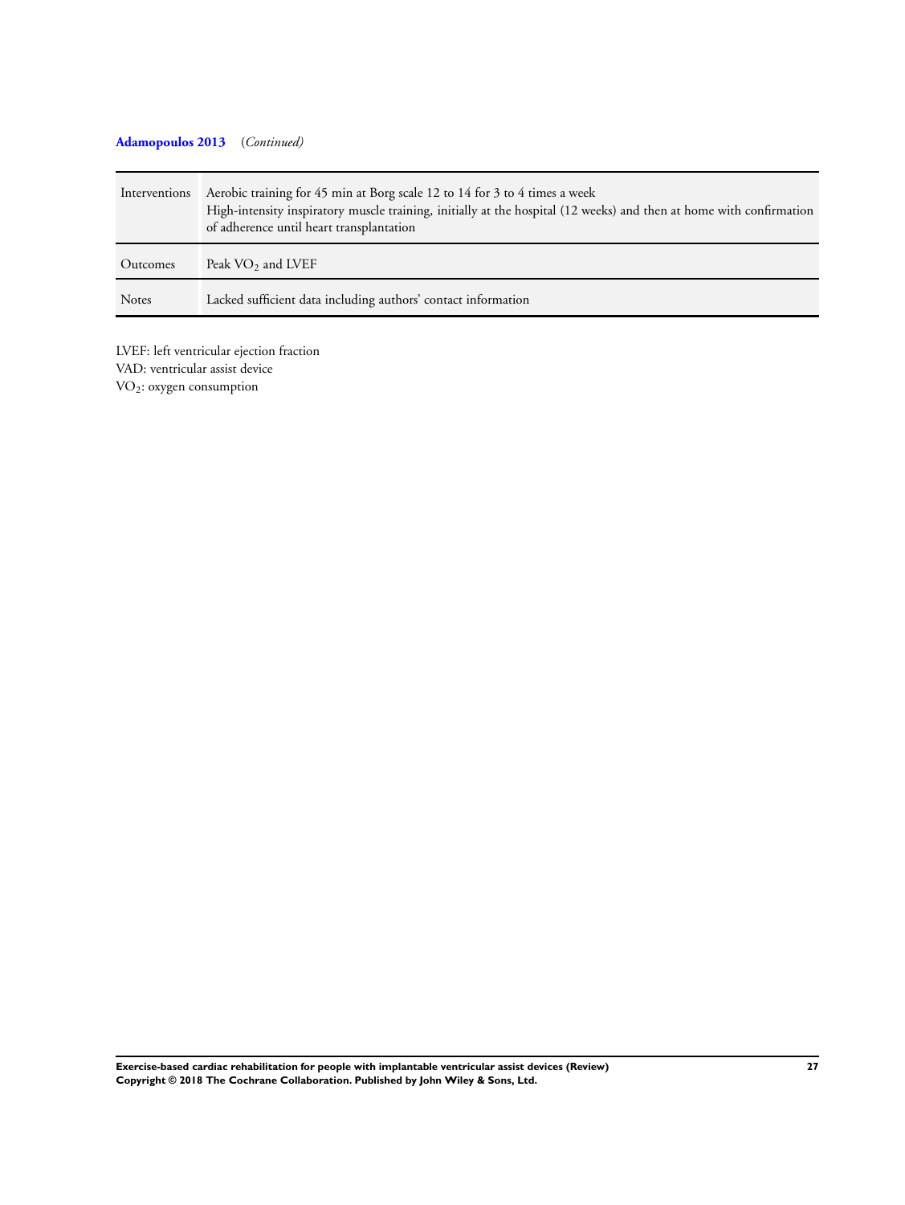**Adamopoulos 2013** (*Continued*)

| | |
|---|---|
| Interventions | Aerobic training for 45 min at Borg scale 12 to 14 for 3 to 4 times a week<br>High-intensity inspiratory muscle training, initially at the hospital (12 weeks) and then at home with confirmation of adherence until heart transplantation |
| Outcomes | Peak $VO_2$ and LVEF |
| Notes | Lacked sufficient data including authors' contact information |

LVEF: left ventricular ejection fraction
VAD: ventricular assist device
$VO_2$: oxygen consumption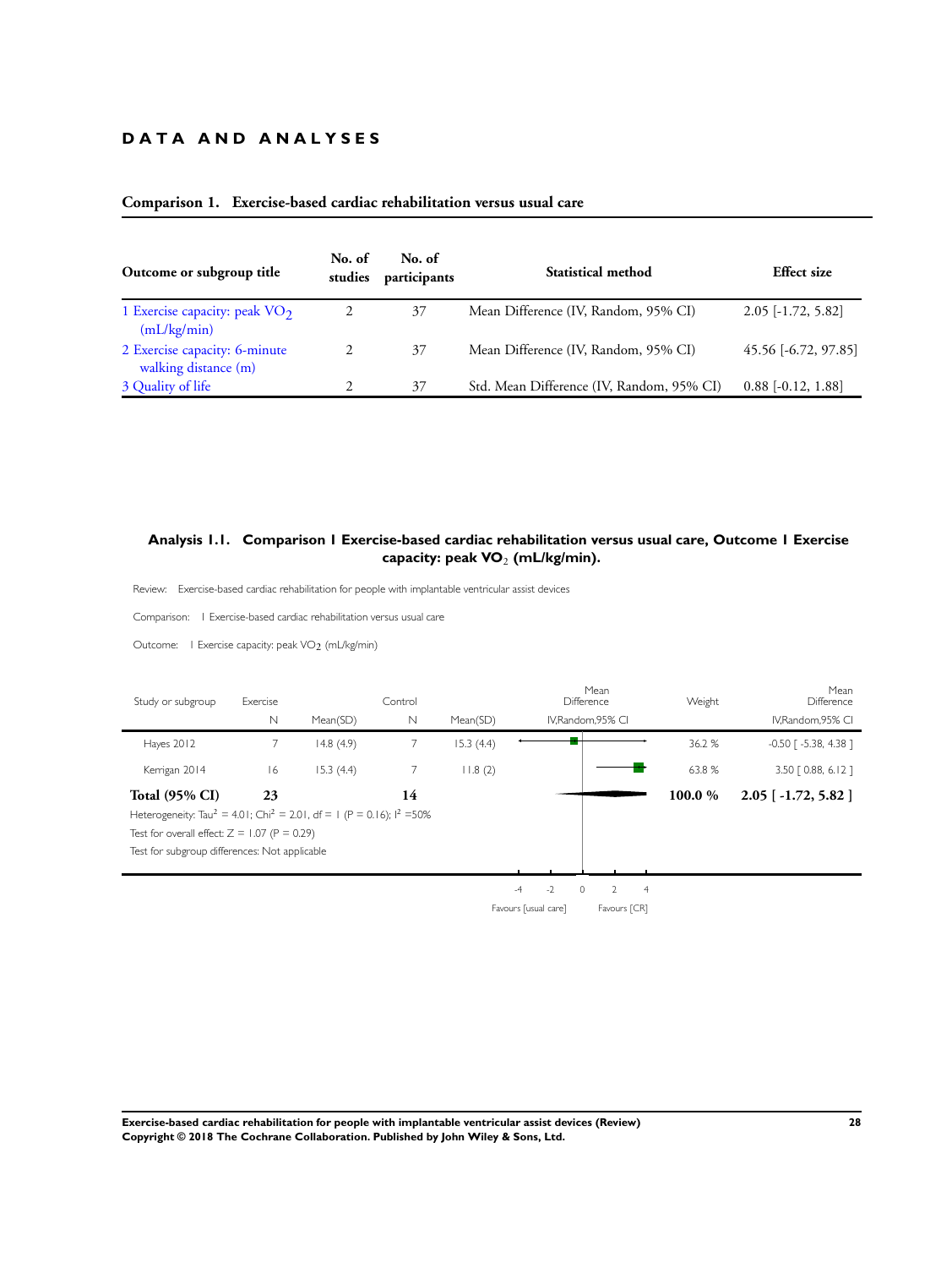# DATA AND ANALYSES

## Comparison 1. Exercise-based cardiac rehabilitation versus usual care

| Outcome or subgroup title | No. of studies | No. of participants | Statistical method | Effect size |
|---|---|---|---|---|
| 1 Exercise capacity: peak $VO_2$ (mL/kg/min) | 2 | 37 | Mean Difference (IV, Random, 95% CI) | 2.05 [-1.72, 5.82] |
| 2 Exercise capacity: 6-minute walking distance (m) | 2 | 37 | Mean Difference (IV, Random, 95% CI) | 45.56 [-6.72, 97.85] |
| 3 Quality of life | 2 | 37 | Std. Mean Difference (IV, Random, 95% CI) | 0.88 [-0.12, 1.88] |

### Analysis 1.1. Comparison 1 Exercise-based cardiac rehabilitation versus usual care, Outcome 1 Exercise capacity: peak $VO_2$ (mL/kg/min).

Review: Exercise-based cardiac rehabilitation for people with implantable ventricular assist devices

Comparison: 1 Exercise-based cardiac rehabilitation versus usual care

Outcome: 1 Exercise capacity: peak $VO_2$ (mL/kg/min)

| Study or subgroup | Exercise N | Exercise Mean(SD) | Control N | Control Mean(SD) | Weight | Mean Difference IV,Random,95% CI |
|---|---|---|---|---|---|---|
| Hayes 2012 | 7 | 14.8 (4.9) | 7 | 15.3 (4.4) | 36.2 % | -0.50 [ -5.38, 4.38 ] |
| Kerrigan 2014 | 16 | 15.3 (4.4) | 7 | 11.8 (2) | 63.8 % | 3.50 [ 0.88, 6.12 ] |
| **Total (95% CI)** | **23** | | **14** | | **100.0 %** | **2.05 [ -1.72, 5.82 ]** |

Heterogeneity: $Tau^2 = 4.01$; $Chi^2 = 2.01$, $df = 1$ ($P = 0.16$); $I^2 = 50\%$

Test for overall effect: $Z = 1.07$ ($P = 0.29$)

Test for subgroup differences: Not applicable

Axis: -4 -2 0 2 4

Favours [usual care] Favours [CR]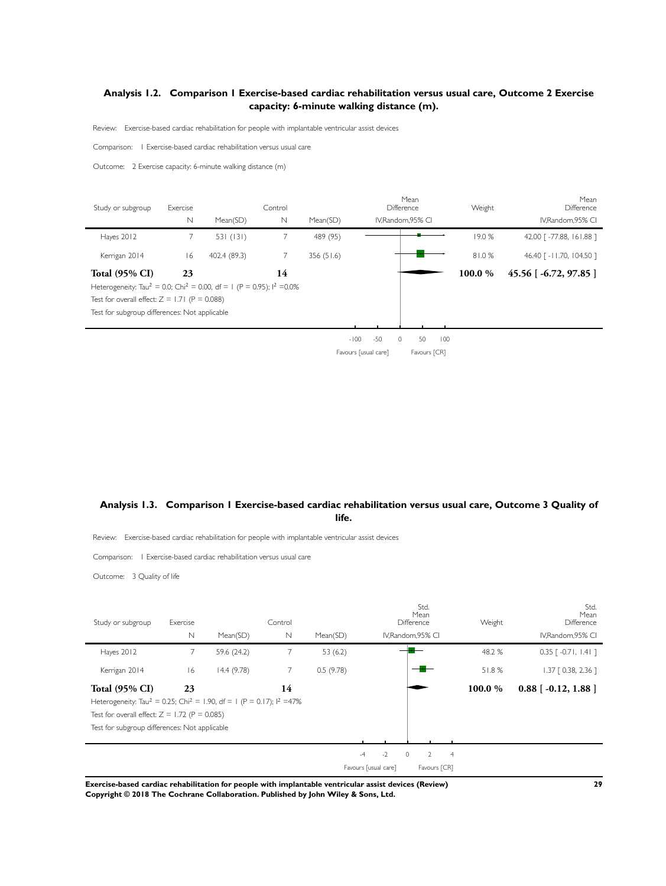### Analysis 1.2. Comparison 1 Exercise-based cardiac rehabilitation versus usual care, Outcome 2 Exercise capacity: 6-minute walking distance (m).

Review: Exercise-based cardiac rehabilitation for people with implantable ventricular assist devices

Comparison: 1 Exercise-based cardiac rehabilitation versus usual care

Outcome: 2 Exercise capacity: 6-minute walking distance (m)

| Study or subgroup | Exercise N | Mean(SD) | Control N | Mean(SD) | Weight | Mean Difference IV,Random,95% CI |
|---|---|---|---|---|---|---|
| Hayes 2012 | 7 | 531 (131) | 7 | 489 (95) | 19.0 % | 42.00 [ -77.88, 161.88 ] |
| Kerrigan 2014 | 16 | 402.4 (89.3) | 7 | 356 (51.6) | 81.0 % | 46.40 [ -11.70, 104.50 ] |
| **Total (95% CI)** | **23** | | **14** | | **100.0 %** | **45.56 [ -6.72, 97.85 ]** |

Heterogeneity: $Tau^2 = 0.0$; $Chi^2 = 0.00$, df = 1 (P = 0.95); $I^2 = 0.0\%$

Test for overall effect: Z = 1.71 (P = 0.088)

Test for subgroup differences: Not applicable

-100 -50 0 50 100

Favours [usual care] Favours [CR]

### Analysis 1.3. Comparison 1 Exercise-based cardiac rehabilitation versus usual care, Outcome 3 Quality of life.

Review: Exercise-based cardiac rehabilitation for people with implantable ventricular assist devices

Comparison: 1 Exercise-based cardiac rehabilitation versus usual care

Outcome: 3 Quality of life

| Study or subgroup | Exercise N | Mean(SD) | Control N | Mean(SD) | Weight | Std. Mean Difference IV,Random,95% CI |
|---|---|---|---|---|---|---|
| Hayes 2012 | 7 | 59.6 (24.2) | 7 | 53 (6.2) | 48.2 % | 0.35 [ -0.71, 1.41 ] |
| Kerrigan 2014 | 16 | 14.4 (9.78) | 7 | 0.5 (9.78) | 51.8 % | 1.37 [ 0.38, 2.36 ] |
| **Total (95% CI)** | **23** | | **14** | | **100.0 %** | **0.88 [ -0.12, 1.88 ]** |

Heterogeneity: $Tau^2 = 0.25$; $Chi^2 = 1.90$, df = 1 (P = 0.17); $I^2 = 47\%$

Test for overall effect: Z = 1.72 (P = 0.085)

Test for subgroup differences: Not applicable

-4 -2 0 2 4

Favours [usual care] Favours [CR]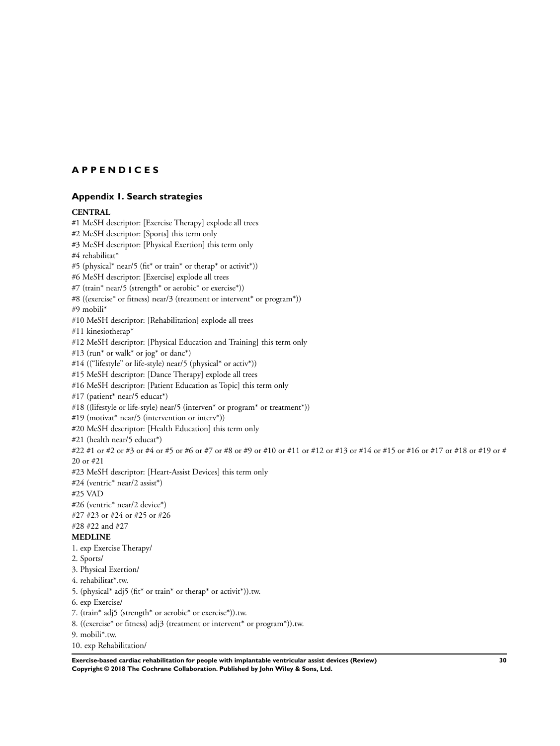# APPENDICES

## Appendix 1. Search strategies

**CENTRAL**

#1 MeSH descriptor: [Exercise Therapy] explode all trees
#2 MeSH descriptor: [Sports] this term only
#3 MeSH descriptor: [Physical Exertion] this term only
#4 rehabilitat*
#5 (physical* near/5 (fit* or train* or therap* or activit*))
#6 MeSH descriptor: [Exercise] explode all trees
#7 (train* near/5 (strength* or aerobic* or exercise*))
#8 ((exercise* or fitness) near/3 (treatment or intervent* or program*))
#9 mobili*
#10 MeSH descriptor: [Rehabilitation] explode all trees
#11 kinesiotherap*
#12 MeSH descriptor: [Physical Education and Training] this term only
#13 (run* or walk* or jog* or danc*)
#14 ((“lifestyle” or life-style) near/5 (physical* or activ*))
#15 MeSH descriptor: [Dance Therapy] explode all trees
#16 MeSH descriptor: [Patient Education as Topic] this term only
#17 (patient* near/5 educat*)
#18 ((lifestyle or life-style) near/5 (interven* or program* or treatment*))
#19 (motivat* near/5 (intervention or interv*))
#20 MeSH descriptor: [Health Education] this term only
#21 (health near/5 educat*)
#22 #1 or #2 or #3 or #4 or #5 or #6 or #7 or #8 or #9 or #10 or #11 or #12 or #13 or #14 or #15 or #16 or #17 or #18 or #19 or #20 or #21
#23 MeSH descriptor: [Heart-Assist Devices] this term only
#24 (ventric* near/2 assist*)
#25 VAD
#26 (ventric* near/2 device*)
#27 #23 or #24 or #25 or #26
#28 #22 and #27

**MEDLINE**

1. exp Exercise Therapy/
2. Sports/
3. Physical Exertion/
4. rehabilitat*.tw.
5. (physical* adj5 (fit* or train* or therap* or activit*)).tw.
6. exp Exercise/
7. (train* adj5 (strength* or aerobic* or exercise*)).tw.
8. ((exercise* or fitness) adj3 (treatment or intervent* or program*)).tw.
9. mobili*.tw.
10. exp Rehabilitation/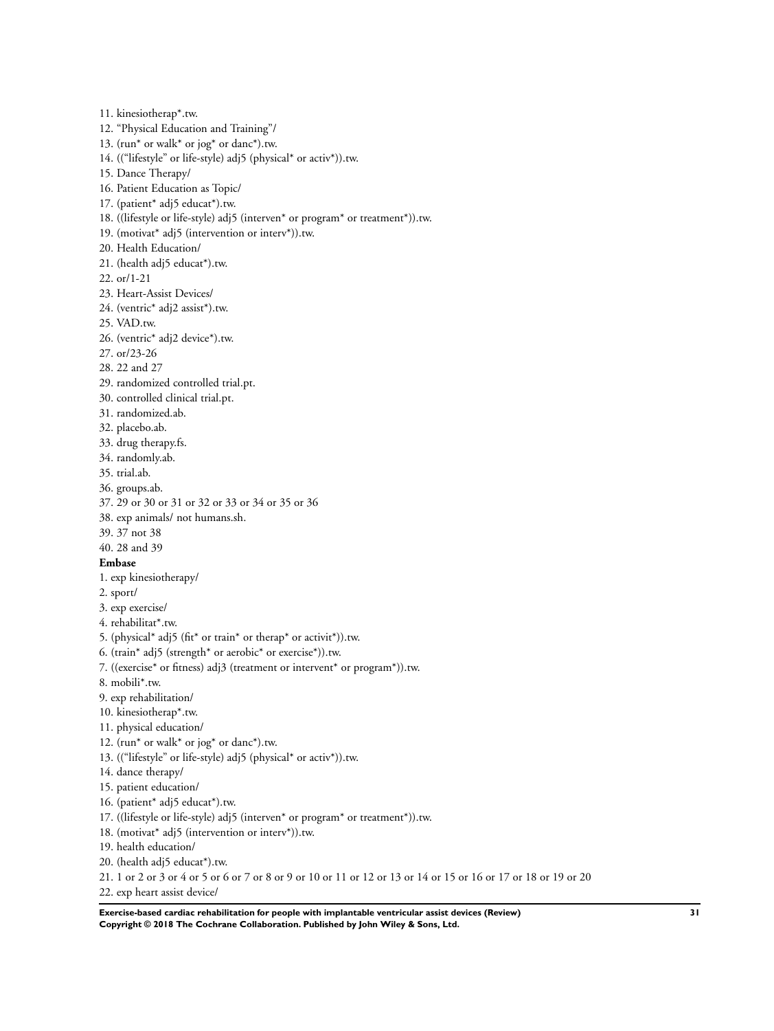11. kinesiotherap*.tw.
12. "Physical Education and Training"/
13. (run* or walk* or jog* or danc*).tw.
14. (("lifestyle" or life-style) adj5 (physical* or activ*)).tw.
15. Dance Therapy/
16. Patient Education as Topic/
17. (patient* adj5 educat*).tw.
18. ((lifestyle or life-style) adj5 (interven* or program* or treatment*)).tw.
19. (motivat* adj5 (intervention or interv*)).tw.
20. Health Education/
21. (health adj5 educat*).tw.
22. or/1-21
23. Heart-Assist Devices/
24. (ventric* adj2 assist*).tw.
25. VAD.tw.
26. (ventric* adj2 device*).tw.
27. or/23-26
28. 22 and 27
29. randomized controlled trial.pt.
30. controlled clinical trial.pt.
31. randomized.ab.
32. placebo.ab.
33. drug therapy.fs.
34. randomly.ab.
35. trial.ab.
36. groups.ab.
37. 29 or 30 or 31 or 32 or 33 or 34 or 35 or 36
38. exp animals/ not humans.sh.
39. 37 not 38
40. 28 and 39

**Embase**

1. exp kinesiotherapy/
2. sport/
3. exp exercise/
4. rehabilitat*.tw.
5. (physical* adj5 (fit* or train* or therap* or activit*)).tw.
6. (train* adj5 (strength* or aerobic* or exercise*)).tw.
7. ((exercise* or fitness) adj3 (treatment or intervent* or program*)).tw.
8. mobili*.tw.
9. exp rehabilitation/
10. kinesiotherap*.tw.
11. physical education/
12. (run* or walk* or jog* or danc*).tw.
13. (("lifestyle" or life-style) adj5 (physical* or activ*)).tw.
14. dance therapy/
15. patient education/
16. (patient* adj5 educat*).tw.
17. ((lifestyle or life-style) adj5 (interven* or program* or treatment*)).tw.
18. (motivat* adj5 (intervention or interv*)).tw.
19. health education/
20. (health adj5 educat*).tw.
21. 1 or 2 or 3 or 4 or 5 or 6 or 7 or 8 or 9 or 10 or 11 or 12 or 13 or 14 or 15 or 16 or 17 or 18 or 19 or 20
22. exp heart assist device/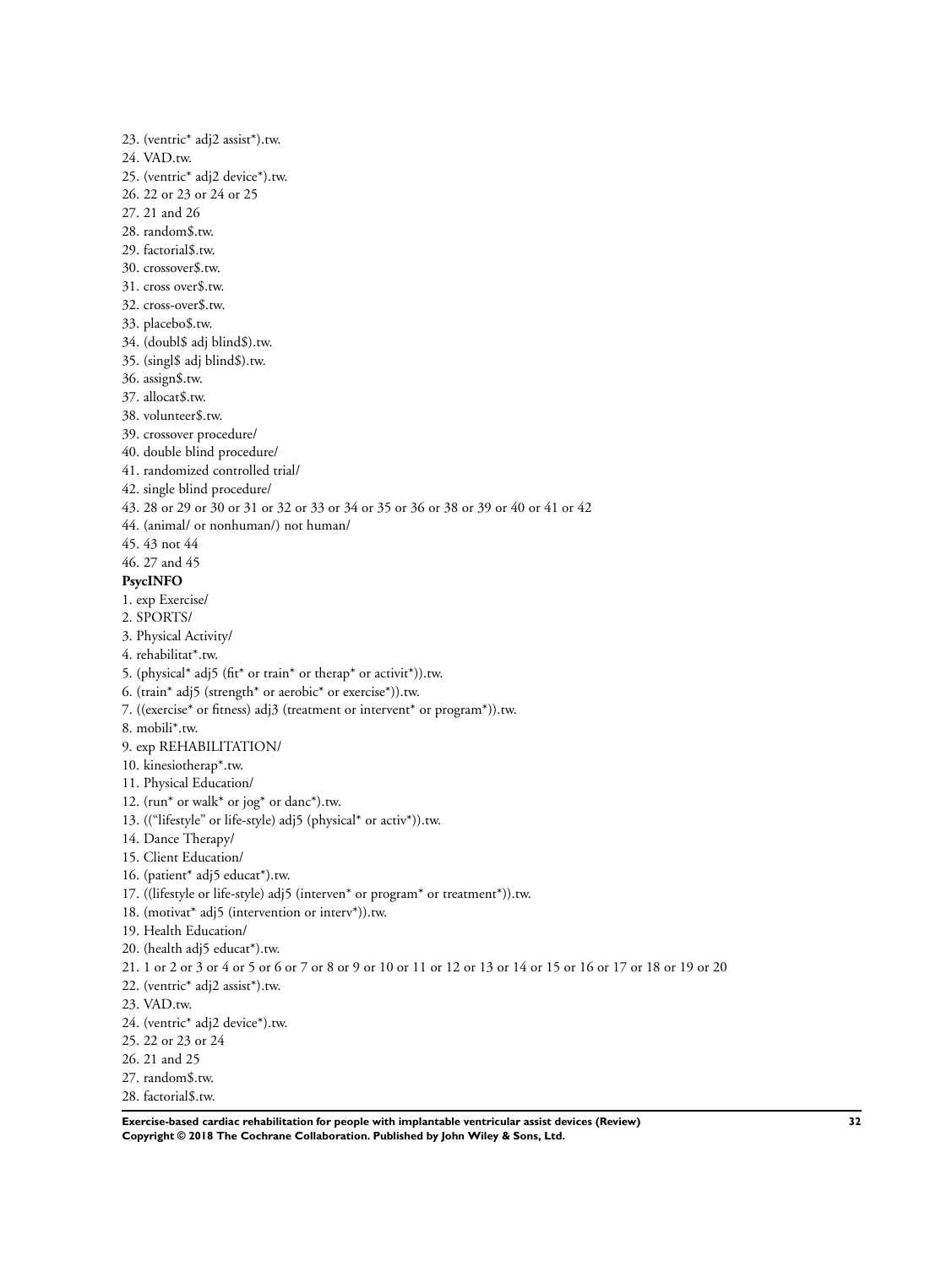23. (ventric* adj2 assist*).tw.
24. VAD.tw.
25. (ventric* adj2 device*).tw.
26. 22 or 23 or 24 or 25
27. 21 and 26
28. random$.tw.
29. factorial$.tw.
30. crossover$.tw.
31. cross over$.tw.
32. cross-over$.tw.
33. placebo$.tw.
34. (doubl$ adj blind$).tw.
35. (singl$ adj blind$).tw.
36. assign$.tw.
37. allocat$.tw.
38. volunteer$.tw.
39. crossover procedure/
40. double blind procedure/
41. randomized controlled trial/
42. single blind procedure/
43. 28 or 29 or 30 or 31 or 32 or 33 or 34 or 35 or 36 or 38 or 39 or 40 or 41 or 42
44. (animal/ or nonhuman/) not human/
45. 43 not 44
46. 27 and 45

**PsycINFO**

1. exp Exercise/
2. SPORTS/
3. Physical Activity/
4. rehabilitat*.tw.
5. (physical* adj5 (fit* or train* or therap* or activit*)).tw.
6. (train* adj5 (strength* or aerobic* or exercise*)).tw.
7. ((exercise* or fitness) adj3 (treatment or intervent* or program*)).tw.
8. mobili*.tw.
9. exp REHABILITATION/
10. kinesiotherap*.tw.
11. Physical Education/
12. (run* or walk* or jog* or danc*).tw.
13. ((“lifestyle” or life-style) adj5 (physical* or activ*)).tw.
14. Dance Therapy/
15. Client Education/
16. (patient* adj5 educat*).tw.
17. ((lifestyle or life-style) adj5 (interven* or program* or treatment*)).tw.
18. (motivat* adj5 (intervention or interv*)).tw.
19. Health Education/
20. (health adj5 educat*).tw.
21. 1 or 2 or 3 or 4 or 5 or 6 or 7 or 8 or 9 or 10 or 11 or 12 or 13 or 14 or 15 or 16 or 17 or 18 or 19 or 20
22. (ventric* adj2 assist*).tw.
23. VAD.tw.
24. (ventric* adj2 device*).tw.
25. 22 or 23 or 24
26. 21 and 25
27. random$.tw.
28. factorial$.tw.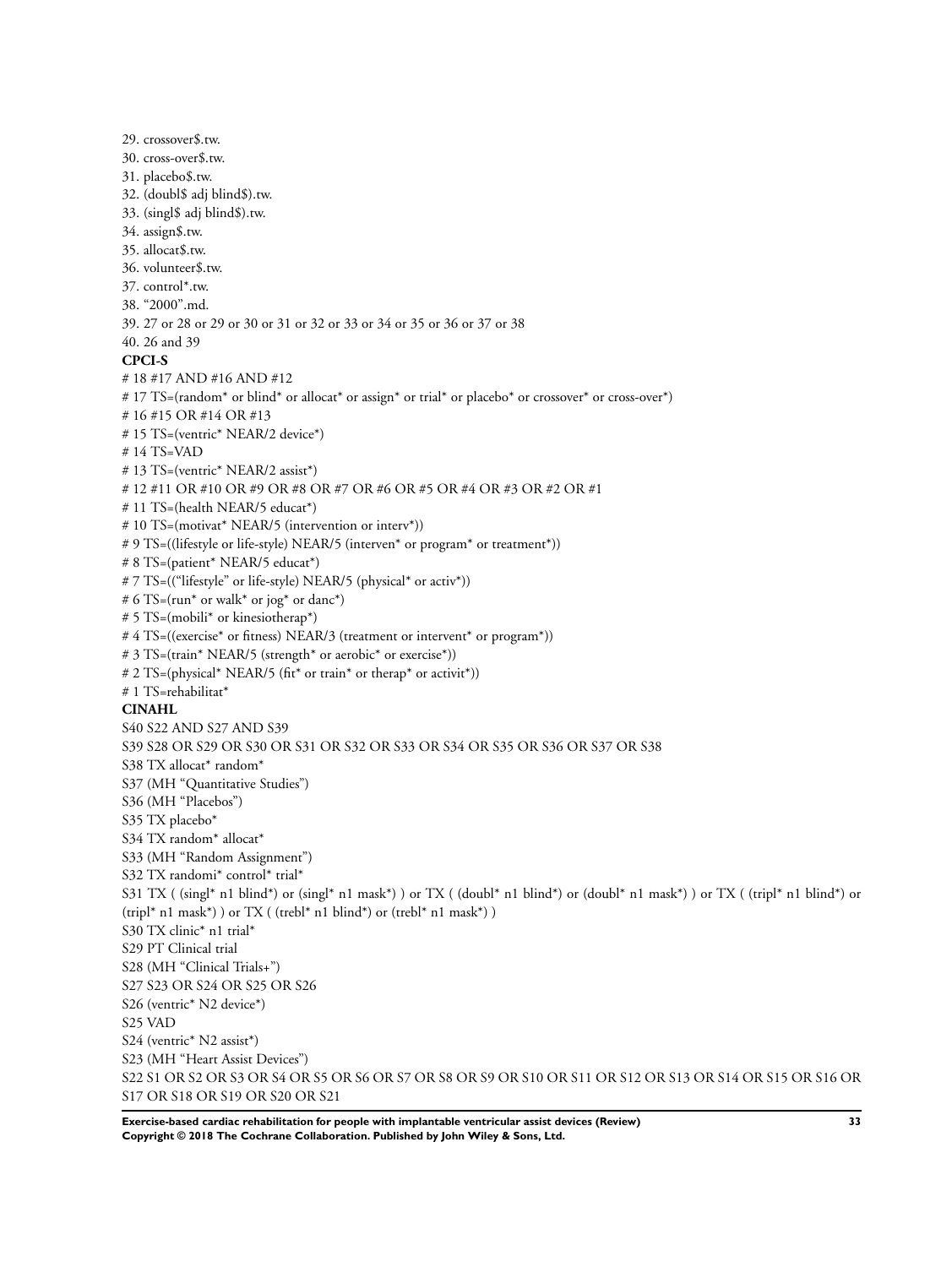29. crossover$.tw.
30. cross-over$.tw.
31. placebo$.tw.
32. (doubl$ adj blind$).tw.
33. (singl$ adj blind$).tw.
34. assign$.tw.
35. allocat$.tw.
36. volunteer$.tw.
37. control*.tw.
38. "2000".md.
39. 27 or 28 or 29 or 30 or 31 or 32 or 33 or 34 or 35 or 36 or 37 or 38
40. 26 and 39

**CPCI-S**

# 18 #17 AND #16 AND #12
# 17 TS=(random* or blind* or allocat* or assign* or trial* or placebo* or crossover* or cross-over*)
# 16 #15 OR #14 OR #13
# 15 TS=(ventric* NEAR/2 device*)
# 14 TS=VAD
# 13 TS=(ventric* NEAR/2 assist*)
# 12 #11 OR #10 OR #9 OR #8 OR #7 OR #6 OR #5 OR #4 OR #3 OR #2 OR #1
# 11 TS=(health NEAR/5 educat*)
# 10 TS=(motivat* NEAR/5 (intervention or interv*))
# 9 TS=((lifestyle or life-style) NEAR/5 (interven* or program* or treatment*))
# 8 TS=(patient* NEAR/5 educat*)
# 7 TS=(("lifestyle" or life-style) NEAR/5 (physical* or activ*))
# 6 TS=(run* or walk* or jog* or danc*)
# 5 TS=(mobili* or kinesiotherap*)
# 4 TS=((exercise* or fitness) NEAR/3 (treatment or intervent* or program*))
# 3 TS=(train* NEAR/5 (strength* or aerobic* or exercise*))
# 2 TS=(physical* NEAR/5 (fit* or train* or therap* or activit*))
# 1 TS=rehabilitat*

**CINAHL**

S40 S22 AND S27 AND S39
S39 S28 OR S29 OR S30 OR S31 OR S32 OR S33 OR S34 OR S35 OR S36 OR S37 OR S38
S38 TX allocat* random*
S37 (MH "Quantitative Studies")
S36 (MH "Placebos")
S35 TX placebo*
S34 TX random* allocat*
S33 (MH "Random Assignment")
S32 TX randomi* control* trial*
S31 TX ( (singl* n1 blind*) or (singl* n1 mask*) ) or TX ( (doubl* n1 blind*) or (doubl* n1 mask*) ) or TX ( (tripl* n1 blind*) or (tripl* n1 mask*) ) or TX ( (trebl* n1 blind*) or (trebl* n1 mask*) )
S30 TX clinic* n1 trial*
S29 PT Clinical trial
S28 (MH "Clinical Trials+")
S27 S23 OR S24 OR S25 OR S26
S26 (ventric* N2 device*)
S25 VAD
S24 (ventric* N2 assist*)
S23 (MH "Heart Assist Devices")
S22 S1 OR S2 OR S3 OR S4 OR S5 OR S6 OR S7 OR S8 OR S9 OR S10 OR S11 OR S12 OR S13 OR S14 OR S15 OR S16 OR S17 OR S18 OR S19 OR S20 OR S21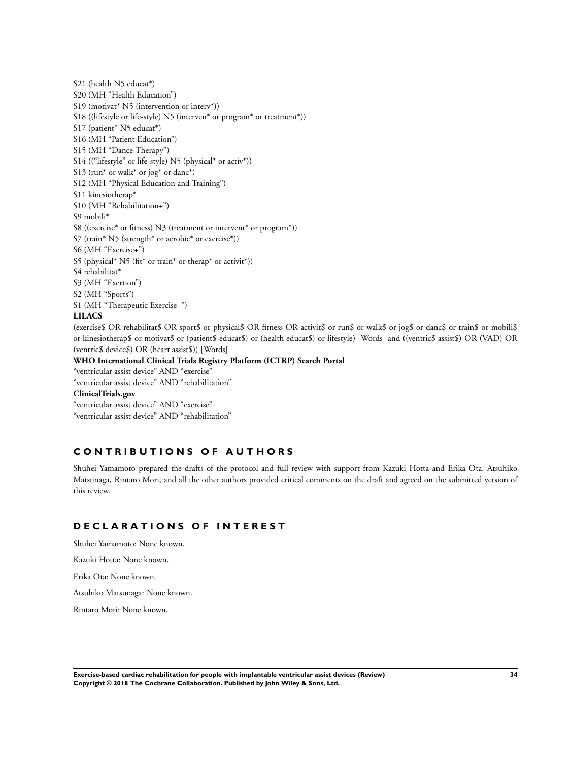S21 (health N5 educat*)

S20 (MH "Health Education")

S19 (motivat* N5 (intervention or interv*))

S18 ((lifestyle or life-style) N5 (interven* or program* or treatment*))

S17 (patient* N5 educat*)

S16 (MH "Patient Education")

S15 (MH "Dance Therapy")

S14 (("lifestyle" or life-style) N5 (physical* or activ*))

S13 (run* or walk* or jog* or danc*)

S12 (MH "Physical Education and Training")

S11 kinesiotherap*

S10 (MH "Rehabilitation+")

S9 mobili*

S8 ((exercise* or fitness) N3 (treatment or intervent* or program*))

S7 (train* N5 (strength* or aerobic* or exercise*))

S6 (MH "Exercise+")

S5 (physical* N5 (fit* or train* or therap* or activit*))

S4 rehabilitat*

S3 (MH "Exertion")

S2 (MH "Sports")

S1 (MH "Therapeutic Exercise+")

**LILACS**

(exercise$ OR rehabilitat$ OR sport$ or physical$ OR fitness OR activit$ or run$ or walk$ or jog$ or danc$ or train$ or mobili$ or kinesiotherap$ or motivat$ or (patient$ educat$) or (health educat$) or lifestyle) [Words] and ((ventric$ assist$) OR (VAD) OR (ventric$ device$) OR (heart assist$)) [Words]

**WHO International Clinical Trials Registry Platform (ICTRP) Search Portal**

"ventricular assist device" AND "exercise"

"ventricular assist device" AND "rehabilitation"

**ClinicalTrials.gov**

"ventricular assist device" AND "exercise"

"ventricular assist device" AND "rehabilitation"

## CONTRIBUTIONS OF AUTHORS

Shuhei Yamamoto prepared the drafts of the protocol and full review with support from Kazuki Hotta and Erika Ota. Atsuhiko Matsunaga, Rintaro Mori, and all the other authors provided critical comments on the draft and agreed on the submitted version of this review.

## DECLARATIONS OF INTEREST

Shuhei Yamamoto: None known.

Kazuki Hotta: None known.

Erika Ota: None known.

Atsuhiko Matsunaga: None known.

Rintaro Mori: None known.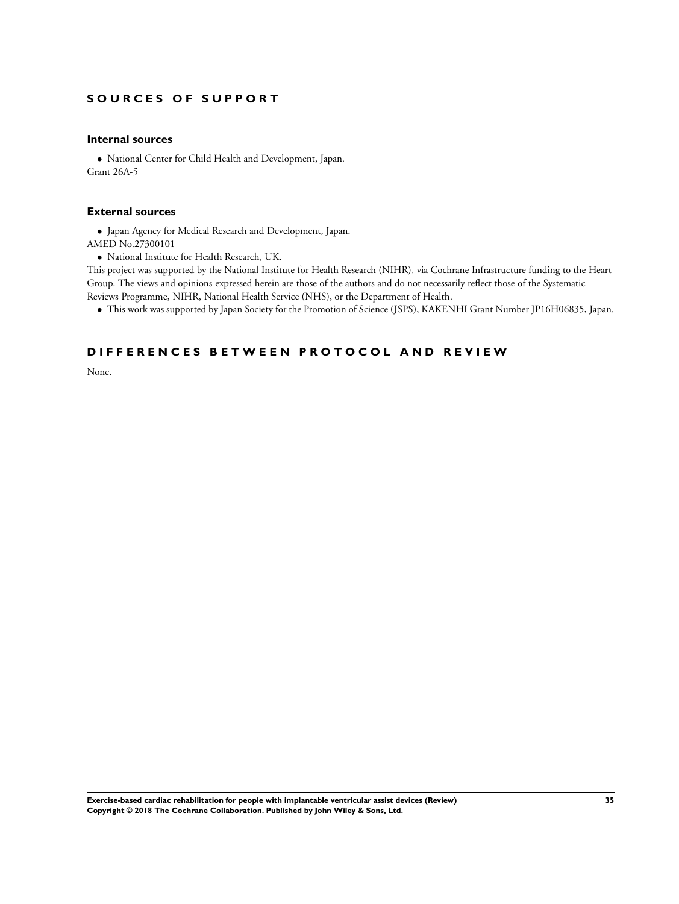## SOURCES OF SUPPORT

### Internal sources

- National Center for Child Health and Development, Japan.

Grant 26A-5

### External sources

- Japan Agency for Medical Research and Development, Japan.

AMED No.27300101

- National Institute for Health Research, UK.

This project was supported by the National Institute for Health Research (NIHR), via Cochrane Infrastructure funding to the Heart Group. The views and opinions expressed herein are those of the authors and do not necessarily reflect those of the Systematic Reviews Programme, NIHR, National Health Service (NHS), or the Department of Health.

- This work was supported by Japan Society for the Promotion of Science (JSPS), KAKENHI Grant Number JP16H06835, Japan.

## DIFFERENCES BETWEEN PROTOCOL AND REVIEW

None.